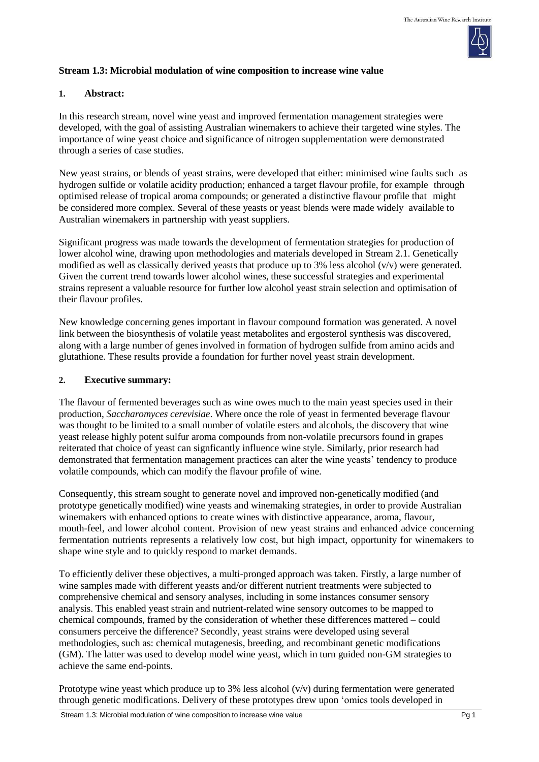**Stream 1.3: Microbial modulation of wine composition to increase wine value**

## 1. Abstract:

In this research stream, novel wine yeast and improved fermentation management strategies were developed, with the goal of assisting Australian winemakers to achieve their targeted wine styles. The importance of wine yeast choice and significance of nitrogen supplementation were demonstrated through a series of case studies.

New yeast strains, or blends of yeast strains, were developed that either: minimised wine faults such as hydrogen sulfide or volatile acidity production; enhanced a target flavour profile, for example through optimised release of tropical aroma compounds; or generated a distinctive flavour profile that might be considered more complex. Several of these yeasts or yeast blends were made widely available to Australian winemakers in partnership with yeast suppliers.

Significant progress was made towards the development of fermentation strategies for production of lower alcohol wine, drawing upon methodologies and materials developed in Stream 2.1. Genetically modified as well as classically derived yeasts that produce up to 3% less alcohol (v/v) were generated. Given the current trend towards lower alcohol wines, these successful strategies and experimental strains represent a valuable resource for further low alcohol yeast strain selection and optimisation of their flavour profiles.

New knowledge concerning genes important in flavour compound formation was generated. A novel link between the biosynthesis of volatile yeast metabolites and ergosterol synthesis was discovered, along with a large number of genes involved in formation of hydrogen sulfide from amino acids and glutathione. These results provide a foundation for further novel yeast strain development.

## 2. Executive summary:

The flavour of fermented beverages such as wine owes much to the main yeast species used in their production, *Saccharomyces cerevisiae*. Where once the role of yeast in fermented beverage flavour was thought to be limited to a small number of volatile esters and alcohols, the discovery that wine yeast release highly potent sulfur aroma compounds from non-volatile precursors found in grapes reiterated that choice of yeast can signficantly influence wine style. Similarly, prior research had demonstrated that fermentation management practices can alter the wine yeasts' tendency to produce volatile compounds, which can modify the flavour profile of wine.

Consequently, this stream sought to generate novel and improved non-genetically modified (and prototype genetically modified) wine yeasts and winemaking strategies, in order to provide Australian winemakers with enhanced options to create wines with distinctive appearance, aroma, flavour, mouth-feel, and lower alcohol content. Provision of new yeast strains and enhanced advice concerning fermentation nutrients represents a relatively low cost, but high impact, opportunity for winemakers to shape wine style and to quickly respond to market demands.

To efficiently deliver these objectives, a multi-pronged approach was taken. Firstly, a large number of wine samples made with different yeasts and/or different nutrient treatments were subjected to comprehensive chemical and sensory analyses, including in some instances consumer sensory analysis. This enabled yeast strain and nutrient-related wine sensory outcomes to be mapped to chemical compounds, framed by the consideration of whether these differences mattered – could consumers perceive the difference? Secondly, yeast strains were developed using several methodologies, such as: chemical mutagenesis, breeding, and recombinant genetic modifications (GM). The latter was used to develop model wine yeast, which in turn guided non-GM strategies to achieve the same end-points.

Prototype wine yeast which produce up to 3% less alcohol (v/v) during fermentation were generated through genetic modifications. Delivery of these prototypes drew upon 'omics tools developed in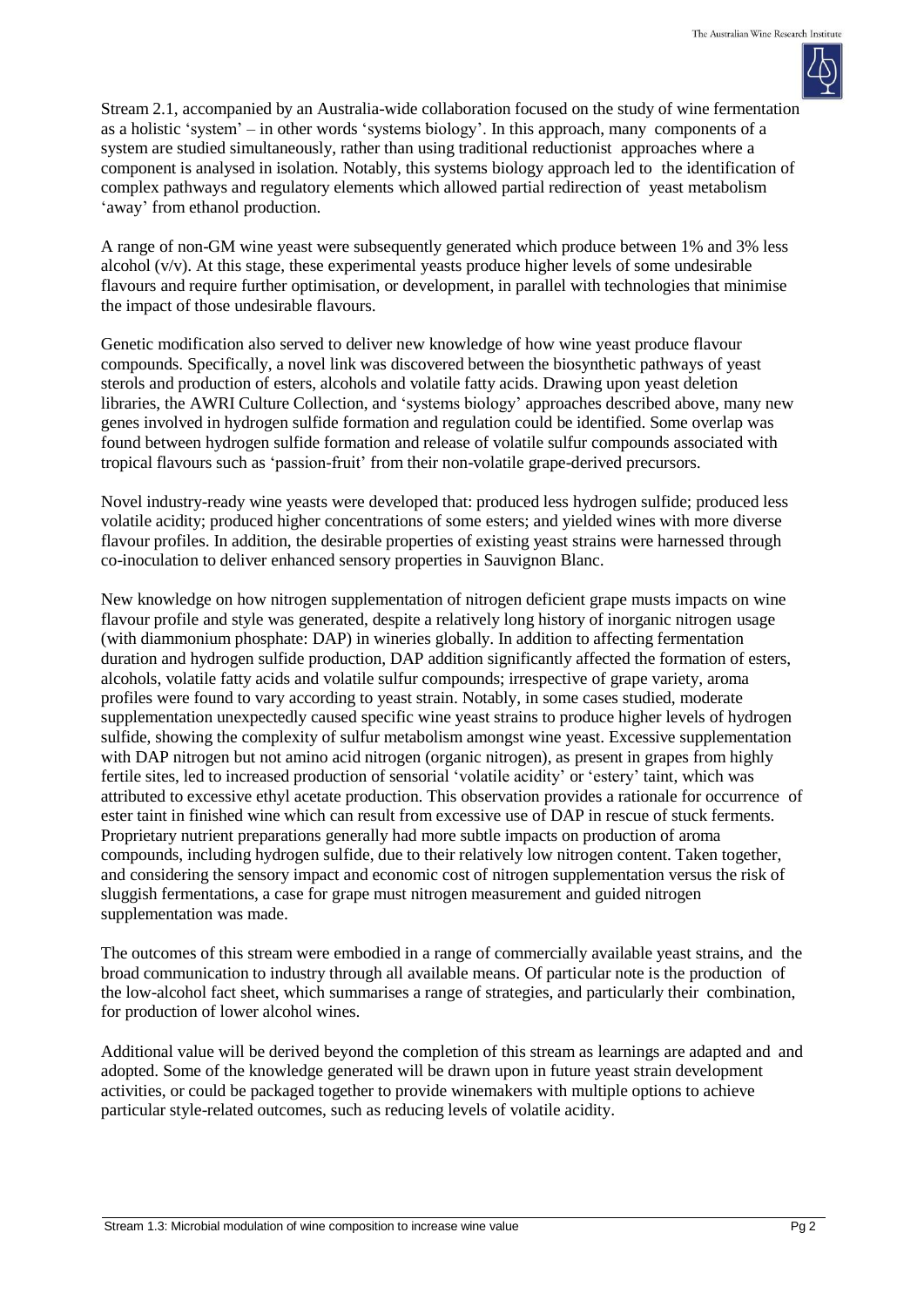Stream 2.1, accompanied by an Australia-wide collaboration focused on the study of wine fermentation as a holistic 'system' – in other words 'systems biology'. In this approach, many components of a system are studied simultaneously, rather than using traditional reductionist approaches where a component is analysed in isolation. Notably, this systems biology approach led to the identification of complex pathways and regulatory elements which allowed partial redirection of yeast metabolism 'away' from ethanol production.

A range of non-GM wine yeast were subsequently generated which produce between 1% and 3% less alcohol (v/v). At this stage, these experimental yeasts produce higher levels of some undesirable flavours and require further optimisation, or development, in parallel with technologies that minimise the impact of those undesirable flavours.

Genetic modification also served to deliver new knowledge of how wine yeast produce flavour compounds. Specifically, a novel link was discovered between the biosynthetic pathways of yeast sterols and production of esters, alcohols and volatile fatty acids. Drawing upon yeast deletion libraries, the AWRI Culture Collection, and 'systems biology' approaches described above, many new genes involved in hydrogen sulfide formation and regulation could be identified. Some overlap was found between hydrogen sulfide formation and release of volatile sulfur compounds associated with tropical flavours such as 'passion-fruit' from their non-volatile grape-derived precursors.

Novel industry-ready wine yeasts were developed that: produced less hydrogen sulfide; produced less volatile acidity; produced higher concentrations of some esters; and yielded wines with more diverse flavour profiles. In addition, the desirable properties of existing yeast strains were harnessed through co-inoculation to deliver enhanced sensory properties in Sauvignon Blanc.

New knowledge on how nitrogen supplementation of nitrogen deficient grape musts impacts on wine flavour profile and style was generated, despite a relatively long history of inorganic nitrogen usage (with diammonium phosphate: DAP) in wineries globally. In addition to affecting fermentation duration and hydrogen sulfide production, DAP addition significantly affected the formation of esters, alcohols, volatile fatty acids and volatile sulfur compounds; irrespective of grape variety, aroma profiles were found to vary according to yeast strain. Notably, in some cases studied, moderate supplementation unexpectedly caused specific wine yeast strains to produce higher levels of hydrogen sulfide, showing the complexity of sulfur metabolism amongst wine yeast. Excessive supplementation with DAP nitrogen but not amino acid nitrogen (organic nitrogen), as present in grapes from highly fertile sites, led to increased production of sensorial 'volatile acidity' or 'estery' taint, which was attributed to excessive ethyl acetate production. This observation provides a rationale for occurrence of ester taint in finished wine which can result from excessive use of DAP in rescue of stuck ferments. Proprietary nutrient preparations generally had more subtle impacts on production of aroma compounds, including hydrogen sulfide, due to their relatively low nitrogen content. Taken together, and considering the sensory impact and economic cost of nitrogen supplementation versus the risk of sluggish fermentations, a case for grape must nitrogen measurement and guided nitrogen supplementation was made.

The outcomes of this stream were embodied in a range of commercially available yeast strains, and the broad communication to industry through all available means. Of particular note is the production of the low-alcohol fact sheet, which summarises a range of strategies, and particularly their combination, for production of lower alcohol wines.

Additional value will be derived beyond the completion of this stream as learnings are adapted and and adopted. Some of the knowledge generated will be drawn upon in future yeast strain development activities, or could be packaged together to provide winemakers with multiple options to achieve particular style-related outcomes, such as reducing levels of volatile acidity.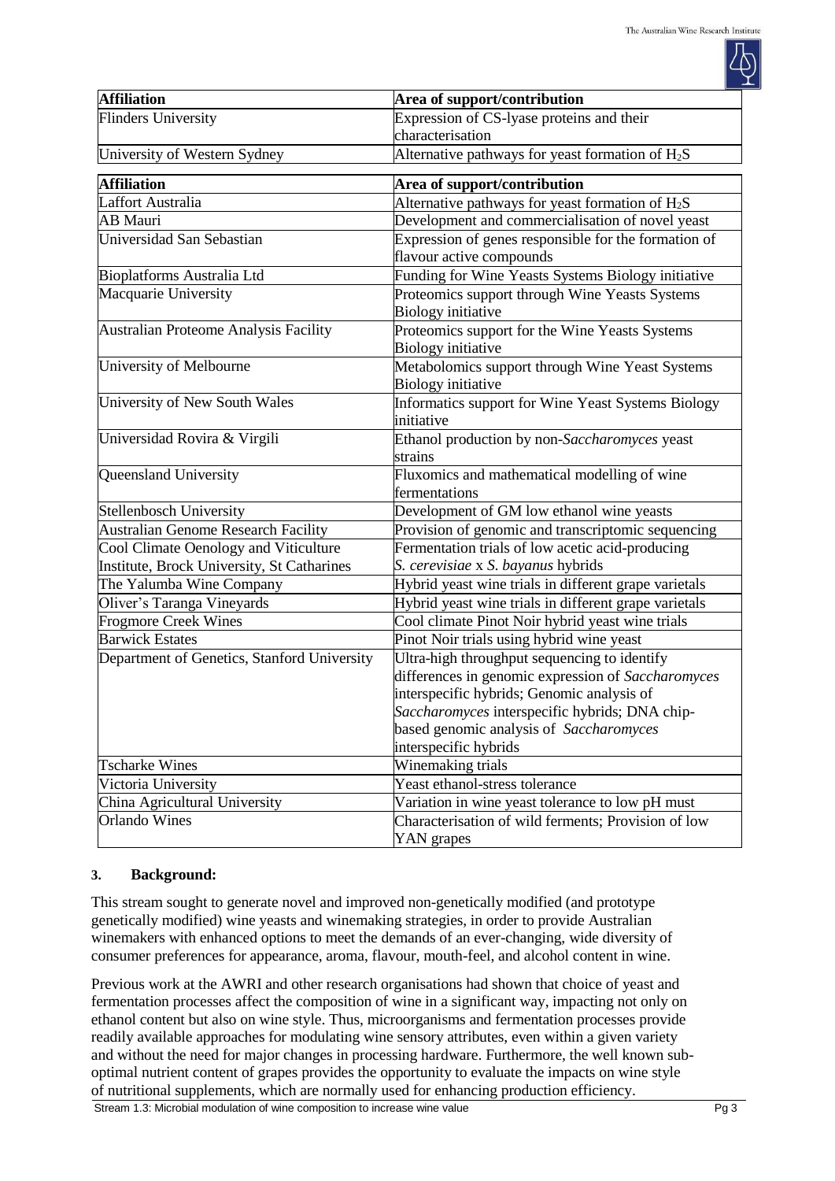| Affiliation | Area of support/contribution |
|---|---|
| Flinders University | Expression of CS-lyase proteins and their characterisation |
| University of Western Sydney | Alternative pathways for yeast formation of $H_2S$ |

| Affiliation | Area of support/contribution |
|---|---|
| Laffort Australia | Alternative pathways for yeast formation of $H_2S$ |
| AB Mauri | Development and commercialisation of novel yeast |
| Universidad San Sebastian | Expression of genes responsible for the formation of flavour active compounds |
| Bioplatforms Australia Ltd | Funding for Wine Yeasts Systems Biology initiative |
| Macquarie University | Proteomics support through Wine Yeasts Systems Biology initiative |
| Australian Proteome Analysis Facility | Proteomics support for the Wine Yeasts Systems Biology initiative |
| University of Melbourne | Metabolomics support through Wine Yeast Systems Biology initiative |
| University of New South Wales | Informatics support for Wine Yeast Systems Biology initiative |
| Universidad Rovira & Virgili | Ethanol production by non-*Saccharomyces* yeast strains |
| Queensland University | Fluxomics and mathematical modelling of wine fermentations |
| Stellenbosch University | Development of GM low ethanol wine yeasts |
| Australian Genome Research Facility | Provision of genomic and transcriptomic sequencing |
| Cool Climate Oenology and Viticulture Institute, Brock University, St Catharines | Fermentation trials of low acetic acid-producing *S. cerevisiae* x *S. bayanus* hybrids |
| The Yalumba Wine Company | Hybrid yeast wine trials in different grape varietals |
| Oliver's Taranga Vineyards | Hybrid yeast wine trials in different grape varietals |
| Frogmore Creek Wines | Cool climate Pinot Noir hybrid yeast wine trials |
| Barwick Estates | Pinot Noir trials using hybrid wine yeast |
| Department of Genetics, Stanford University | Ultra-high throughput sequencing to identify differences in genomic expression of *Saccharomyces* interspecific hybrids; Genomic analysis of *Saccharomyces* interspecific hybrids; DNA chip-based genomic analysis of *Saccharomyces* interspecific hybrids |
| Tscharke Wines | Winemaking trials |
| Victoria University | Yeast ethanol-stress tolerance |
| China Agricultural University | Variation in wine yeast tolerance to low pH must |
| Orlando Wines | Characterisation of wild ferments; Provision of low YAN grapes |

## 3. Background:

This stream sought to generate novel and improved non-genetically modified (and prototype genetically modified) wine yeasts and winemaking strategies, in order to provide Australian winemakers with enhanced options to meet the demands of an ever-changing, wide diversity of consumer preferences for appearance, aroma, flavour, mouth-feel, and alcohol content in wine.

Previous work at the AWRI and other research organisations had shown that choice of yeast and fermentation processes affect the composition of wine in a significant way, impacting not only on ethanol content but also on wine style. Thus, microorganisms and fermentation processes provide readily available approaches for modulating wine sensory attributes, even within a given variety and without the need for major changes in processing hardware. Furthermore, the well known sub-optimal nutrient content of grapes provides the opportunity to evaluate the impacts on wine style of nutritional supplements, which are normally used for enhancing production efficiency.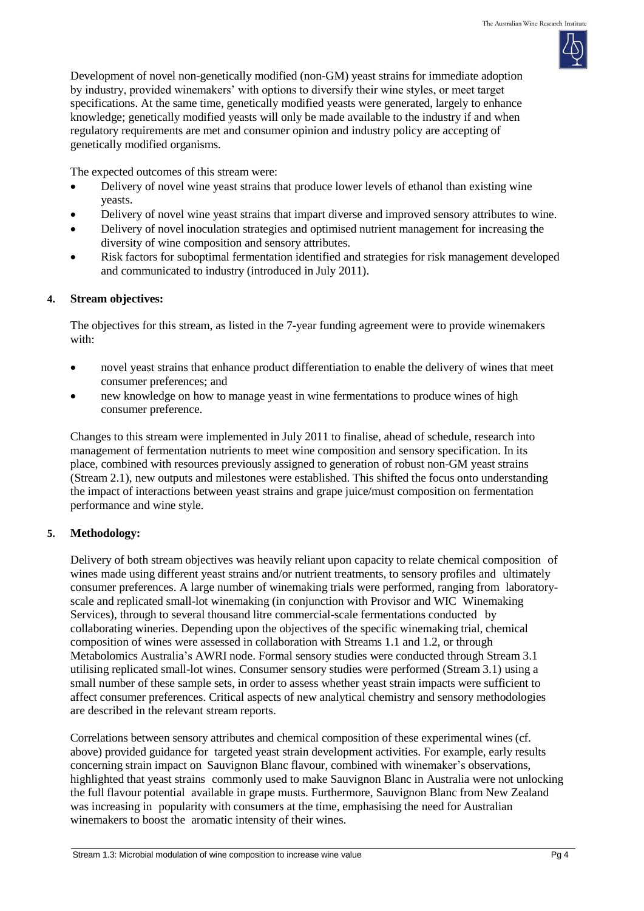Development of novel non-genetically modified (non-GM) yeast strains for immediate adoption by industry, provided winemakers' with options to diversify their wine styles, or meet target specifications. At the same time, genetically modified yeasts were generated, largely to enhance knowledge; genetically modified yeasts will only be made available to the industry if and when regulatory requirements are met and consumer opinion and industry policy are accepting of genetically modified organisms.

The expected outcomes of this stream were:

- Delivery of novel wine yeast strains that produce lower levels of ethanol than existing wine yeasts.
- Delivery of novel wine yeast strains that impart diverse and improved sensory attributes to wine.
- Delivery of novel inoculation strategies and optimised nutrient management for increasing the diversity of wine composition and sensory attributes.
- Risk factors for suboptimal fermentation identified and strategies for risk management developed and communicated to industry (introduced in July 2011).

## 4. Stream objectives:

The objectives for this stream, as listed in the 7-year funding agreement were to provide winemakers with:

- novel yeast strains that enhance product differentiation to enable the delivery of wines that meet consumer preferences; and
- new knowledge on how to manage yeast in wine fermentations to produce wines of high consumer preference.

Changes to this stream were implemented in July 2011 to finalise, ahead of schedule, research into management of fermentation nutrients to meet wine composition and sensory specification. In its place, combined with resources previously assigned to generation of robust non-GM yeast strains (Stream 2.1), new outputs and milestones were established. This shifted the focus onto understanding the impact of interactions between yeast strains and grape juice/must composition on fermentation performance and wine style.

## 5. Methodology:

Delivery of both stream objectives was heavily reliant upon capacity to relate chemical composition of wines made using different yeast strains and/or nutrient treatments, to sensory profiles and ultimately consumer preferences. A large number of winemaking trials were performed, ranging from laboratory-scale and replicated small-lot winemaking (in conjunction with Provisor and WIC Winemaking Services), through to several thousand litre commercial-scale fermentations conducted by collaborating wineries. Depending upon the objectives of the specific winemaking trial, chemical composition of wines were assessed in collaboration with Streams 1.1 and 1.2, or through Metabolomics Australia's AWRI node. Formal sensory studies were conducted through Stream 3.1 utilising replicated small-lot wines. Consumer sensory studies were performed (Stream 3.1) using a small number of these sample sets, in order to assess whether yeast strain impacts were sufficient to affect consumer preferences. Critical aspects of new analytical chemistry and sensory methodologies are described in the relevant stream reports.

Correlations between sensory attributes and chemical composition of these experimental wines (cf. above) provided guidance for targeted yeast strain development activities. For example, early results concerning strain impact on Sauvignon Blanc flavour, combined with winemaker's observations, highlighted that yeast strains commonly used to make Sauvignon Blanc in Australia were not unlocking the full flavour potential available in grape musts. Furthermore, Sauvignon Blanc from New Zealand was increasing in popularity with consumers at the time, emphasising the need for Australian winemakers to boost the aromatic intensity of their wines.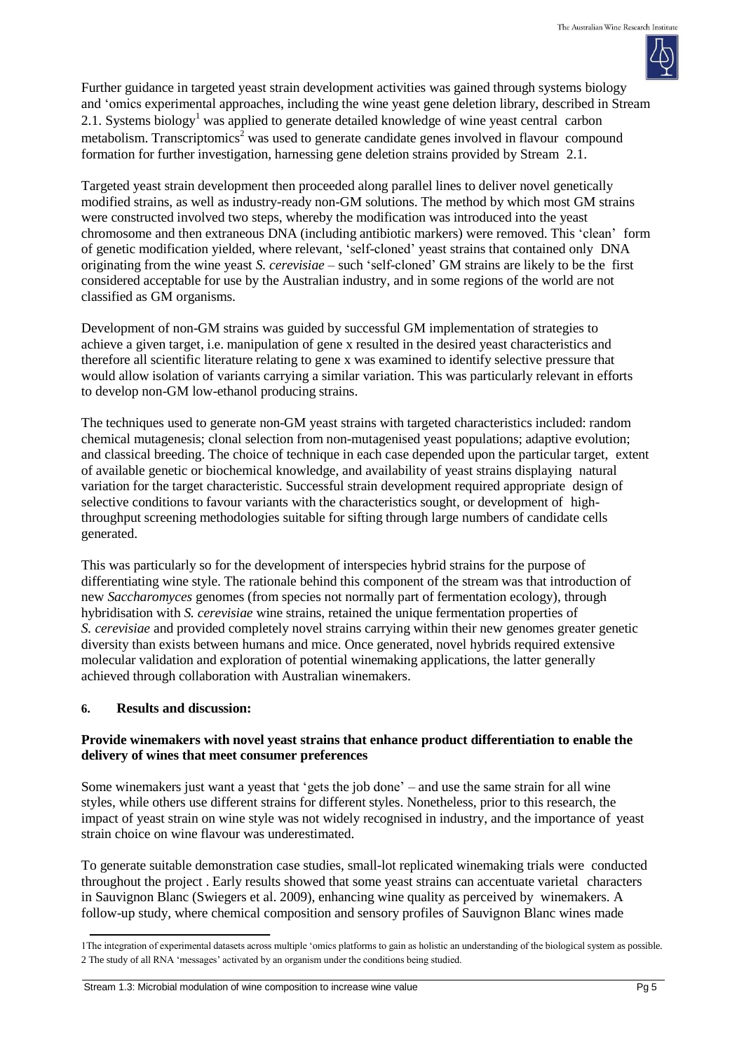Further guidance in targeted yeast strain development activities was gained through systems biology and 'omics experimental approaches, including the wine yeast gene deletion library, described in Stream 2.1. Systems biology[1] was applied to generate detailed knowledge of wine yeast central carbon metabolism. Transcriptomics[2] was used to generate candidate genes involved in flavour compound formation for further investigation, harnessing gene deletion strains provided by Stream 2.1.

Targeted yeast strain development then proceeded along parallel lines to deliver novel genetically modified strains, as well as industry-ready non-GM solutions. The method by which most GM strains were constructed involved two steps, whereby the modification was introduced into the yeast chromosome and then extraneous DNA (including antibiotic markers) were removed. This 'clean' form of genetic modification yielded, where relevant, 'self-cloned' yeast strains that contained only DNA originating from the wine yeast *S. cerevisiae* – such 'self-cloned' GM strains are likely to be the first considered acceptable for use by the Australian industry, and in some regions of the world are not classified as GM organisms.

Development of non-GM strains was guided by successful GM implementation of strategies to achieve a given target, i.e. manipulation of gene x resulted in the desired yeast characteristics and therefore all scientific literature relating to gene x was examined to identify selective pressure that would allow isolation of variants carrying a similar variation. This was particularly relevant in efforts to develop non-GM low-ethanol producing strains.

The techniques used to generate non-GM yeast strains with targeted characteristics included: random chemical mutagenesis; clonal selection from non-mutagenised yeast populations; adaptive evolution; and classical breeding. The choice of technique in each case depended upon the particular target, extent of available genetic or biochemical knowledge, and availability of yeast strains displaying natural variation for the target characteristic. Successful strain development required appropriate design of selective conditions to favour variants with the characteristics sought, or development of high-throughput screening methodologies suitable for sifting through large numbers of candidate cells generated.

This was particularly so for the development of interspecies hybrid strains for the purpose of differentiating wine style. The rationale behind this component of the stream was that introduction of new *Saccharomyces* genomes (from species not normally part of fermentation ecology), through hybridisation with *S. cerevisiae* wine strains, retained the unique fermentation properties of *S. cerevisiae* and provided completely novel strains carrying within their new genomes greater genetic diversity than exists between humans and mice. Once generated, novel hybrids required extensive molecular validation and exploration of potential winemaking applications, the latter generally achieved through collaboration with Australian winemakers.

## 6. Results and discussion:

### Provide winemakers with novel yeast strains that enhance product differentiation to enable the delivery of wines that meet consumer preferences

Some winemakers just want a yeast that 'gets the job done' – and use the same strain for all wine styles, while others use different strains for different styles. Nonetheless, prior to this research, the impact of yeast strain on wine style was not widely recognised in industry, and the importance of yeast strain choice on wine flavour was underestimated.

To generate suitable demonstration case studies, small-lot replicated winemaking trials were conducted throughout the project . Early results showed that some yeast strains can accentuate varietal characters in Sauvignon Blanc (Swiegers et al. 2009), enhancing wine quality as perceived by winemakers. A follow-up study, where chemical composition and sensory profiles of Sauvignon Blanc wines made

---

1 The integration of experimental datasets across multiple 'omics platforms to gain as holistic an understanding of the biological system as possible.

2 The study of all RNA 'messages' activated by an organism under the conditions being studied.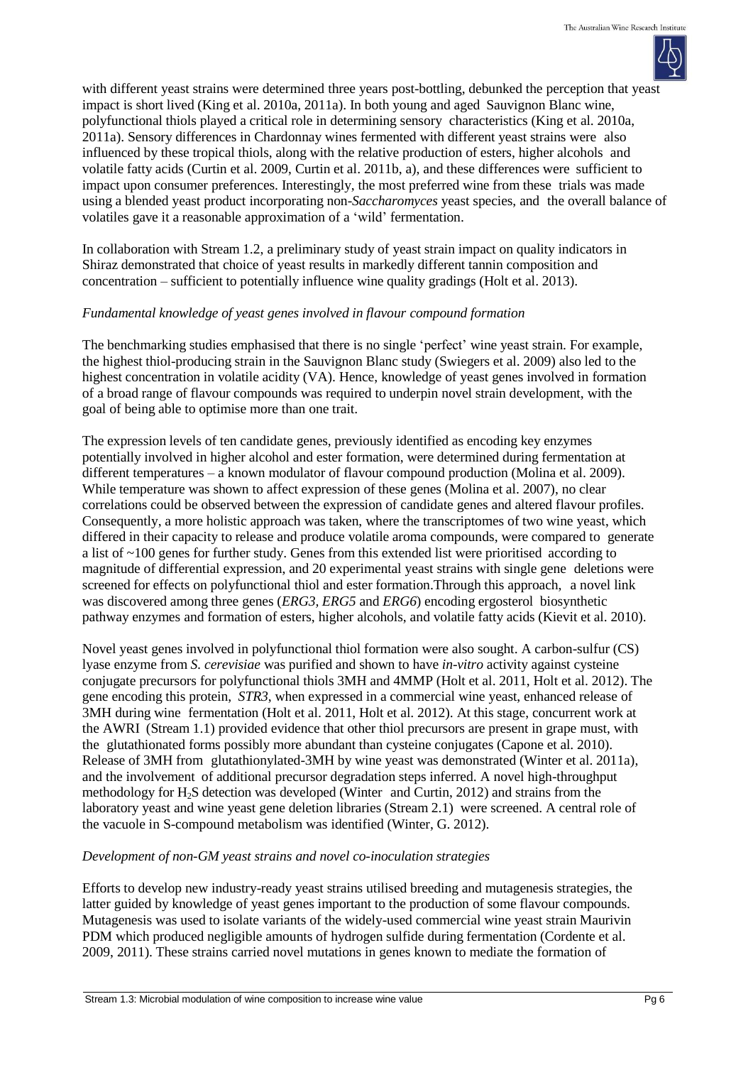with different yeast strains were determined three years post-bottling, debunked the perception that yeast impact is short lived (King et al. 2010a, 2011a). In both young and aged Sauvignon Blanc wine, polyfunctional thiols played a critical role in determining sensory characteristics (King et al. 2010a, 2011a). Sensory differences in Chardonnay wines fermented with different yeast strains were also influenced by these tropical thiols, along with the relative production of esters, higher alcohols and volatile fatty acids (Curtin et al. 2009, Curtin et al. 2011b, a), and these differences were sufficient to impact upon consumer preferences. Interestingly, the most preferred wine from these trials was made using a blended yeast product incorporating non-*Saccharomyces* yeast species, and the overall balance of volatiles gave it a reasonable approximation of a 'wild' fermentation.

In collaboration with Stream 1.2, a preliminary study of yeast strain impact on quality indicators in Shiraz demonstrated that choice of yeast results in markedly different tannin composition and concentration – sufficient to potentially influence wine quality gradings (Holt et al. 2013).

*Fundamental knowledge of yeast genes involved in flavour compound formation*

The benchmarking studies emphasised that there is no single 'perfect' wine yeast strain. For example, the highest thiol-producing strain in the Sauvignon Blanc study (Swiegers et al. 2009) also led to the highest concentration in volatile acidity (VA). Hence, knowledge of yeast genes involved in formation of a broad range of flavour compounds was required to underpin novel strain development, with the goal of being able to optimise more than one trait.

The expression levels of ten candidate genes, previously identified as encoding key enzymes potentially involved in higher alcohol and ester formation, were determined during fermentation at different temperatures – a known modulator of flavour compound production (Molina et al. 2009). While temperature was shown to affect expression of these genes (Molina et al. 2007), no clear correlations could be observed between the expression of candidate genes and altered flavour profiles. Consequently, a more holistic approach was taken, where the transcriptomes of two wine yeast, which differed in their capacity to release and produce volatile aroma compounds, were compared to generate a list of ~100 genes for further study. Genes from this extended list were prioritised according to magnitude of differential expression, and 20 experimental yeast strains with single gene deletions were screened for effects on polyfunctional thiol and ester formation.Through this approach, a novel link was discovered among three genes (*ERG3*, *ERG5* and *ERG6*) encoding ergosterol biosynthetic pathway enzymes and formation of esters, higher alcohols, and volatile fatty acids (Kievit et al. 2010).

Novel yeast genes involved in polyfunctional thiol formation were also sought. A carbon-sulfur (CS) lyase enzyme from *S. cerevisiae* was purified and shown to have *in-vitro* activity against cysteine conjugate precursors for polyfunctional thiols 3MH and 4MMP (Holt et al. 2011, Holt et al. 2012). The gene encoding this protein, *STR3*, when expressed in a commercial wine yeast, enhanced release of 3MH during wine fermentation (Holt et al. 2011, Holt et al. 2012). At this stage, concurrent work at the AWRI (Stream 1.1) provided evidence that other thiol precursors are present in grape must, with the glutathionated forms possibly more abundant than cysteine conjugates (Capone et al. 2010). Release of 3MH from glutathionylated-3MH by wine yeast was demonstrated (Winter et al. 2011a), and the involvement of additional precursor degradation steps inferred. A novel high-throughput methodology for $H_2S$ detection was developed (Winter and Curtin, 2012) and strains from the laboratory yeast and wine yeast gene deletion libraries (Stream 2.1) were screened. A central role of the vacuole in S-compound metabolism was identified (Winter, G. 2012).

*Development of non-GM yeast strains and novel co-inoculation strategies*

Efforts to develop new industry-ready yeast strains utilised breeding and mutagenesis strategies, the latter guided by knowledge of yeast genes important to the production of some flavour compounds. Mutagenesis was used to isolate variants of the widely-used commercial wine yeast strain Maurivin PDM which produced negligible amounts of hydrogen sulfide during fermentation (Cordente et al. 2009, 2011). These strains carried novel mutations in genes known to mediate the formation of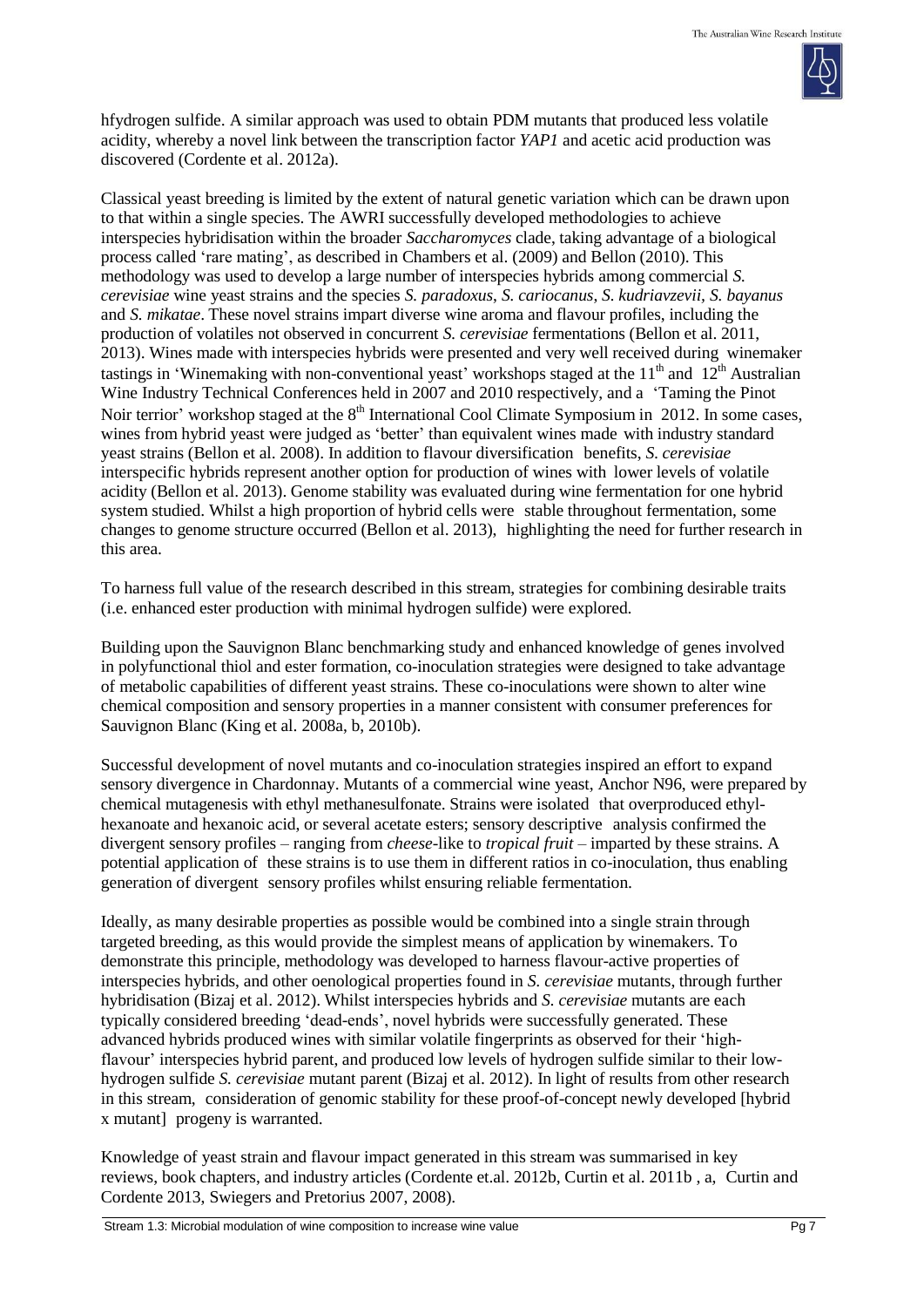hfydrogen sulfide. A similar approach was used to obtain PDM mutants that produced less volatile acidity, whereby a novel link between the transcription factor *YAP1* and acetic acid production was discovered (Cordente et al. 2012a).

Classical yeast breeding is limited by the extent of natural genetic variation which can be drawn upon to that within a single species. The AWRI successfully developed methodologies to achieve interspecies hybridisation within the broader *Saccharomyces* clade, taking advantage of a biological process called 'rare mating', as described in Chambers et al. (2009) and Bellon (2010). This methodology was used to develop a large number of interspecies hybrids among commercial *S. cerevisiae* wine yeast strains and the species *S. paradoxus*, *S. cariocanus*, *S. kudriavzevii*, *S. bayanus* and *S. mikatae*. These novel strains impart diverse wine aroma and flavour profiles, including the production of volatiles not observed in concurrent *S. cerevisiae* fermentations (Bellon et al. 2011, 2013). Wines made with interspecies hybrids were presented and very well received during winemaker tastings in 'Winemaking with non-conventional yeast' workshops staged at the 11th and 12th Australian Wine Industry Technical Conferences held in 2007 and 2010 respectively, and a 'Taming the Pinot Noir terrior' workshop staged at the 8th International Cool Climate Symposium in 2012. In some cases, wines from hybrid yeast were judged as 'better' than equivalent wines made with industry standard yeast strains (Bellon et al. 2008). In addition to flavour diversification benefits, *S. cerevisiae* interspecific hybrids represent another option for production of wines with lower levels of volatile acidity (Bellon et al. 2013). Genome stability was evaluated during wine fermentation for one hybrid system studied. Whilst a high proportion of hybrid cells were stable throughout fermentation, some changes to genome structure occurred (Bellon et al. 2013), highlighting the need for further research in this area.

To harness full value of the research described in this stream, strategies for combining desirable traits (i.e. enhanced ester production with minimal hydrogen sulfide) were explored.

Building upon the Sauvignon Blanc benchmarking study and enhanced knowledge of genes involved in polyfunctional thiol and ester formation, co-inoculation strategies were designed to take advantage of metabolic capabilities of different yeast strains. These co-inoculations were shown to alter wine chemical composition and sensory properties in a manner consistent with consumer preferences for Sauvignon Blanc (King et al. 2008a, b, 2010b).

Successful development of novel mutants and co-inoculation strategies inspired an effort to expand sensory divergence in Chardonnay. Mutants of a commercial wine yeast, Anchor N96, were prepared by chemical mutagenesis with ethyl methanesulfonate. Strains were isolated that overproduced ethyl-hexanoate and hexanoic acid, or several acetate esters; sensory descriptive analysis confirmed the divergent sensory profiles – ranging from *cheese*-like to *tropical fruit* – imparted by these strains. A potential application of these strains is to use them in different ratios in co-inoculation, thus enabling generation of divergent sensory profiles whilst ensuring reliable fermentation.

Ideally, as many desirable properties as possible would be combined into a single strain through targeted breeding, as this would provide the simplest means of application by winemakers. To demonstrate this principle, methodology was developed to harness flavour-active properties of interspecies hybrids, and other oenological properties found in *S. cerevisiae* mutants, through further hybridisation (Bizaj et al. 2012). Whilst interspecies hybrids and *S. cerevisiae* mutants are each typically considered breeding 'dead-ends', novel hybrids were successfully generated. These advanced hybrids produced wines with similar volatile fingerprints as observed for their 'high-flavour' interspecies hybrid parent, and produced low levels of hydrogen sulfide similar to their low-hydrogen sulfide *S. cerevisiae* mutant parent (Bizaj et al. 2012). In light of results from other research in this stream, consideration of genomic stability for these proof-of-concept newly developed [hybrid x mutant] progeny is warranted.

Knowledge of yeast strain and flavour impact generated in this stream was summarised in key reviews, book chapters, and industry articles (Cordente et.al. 2012b, Curtin et al. 2011b , a, Curtin and Cordente 2013, Swiegers and Pretorius 2007, 2008).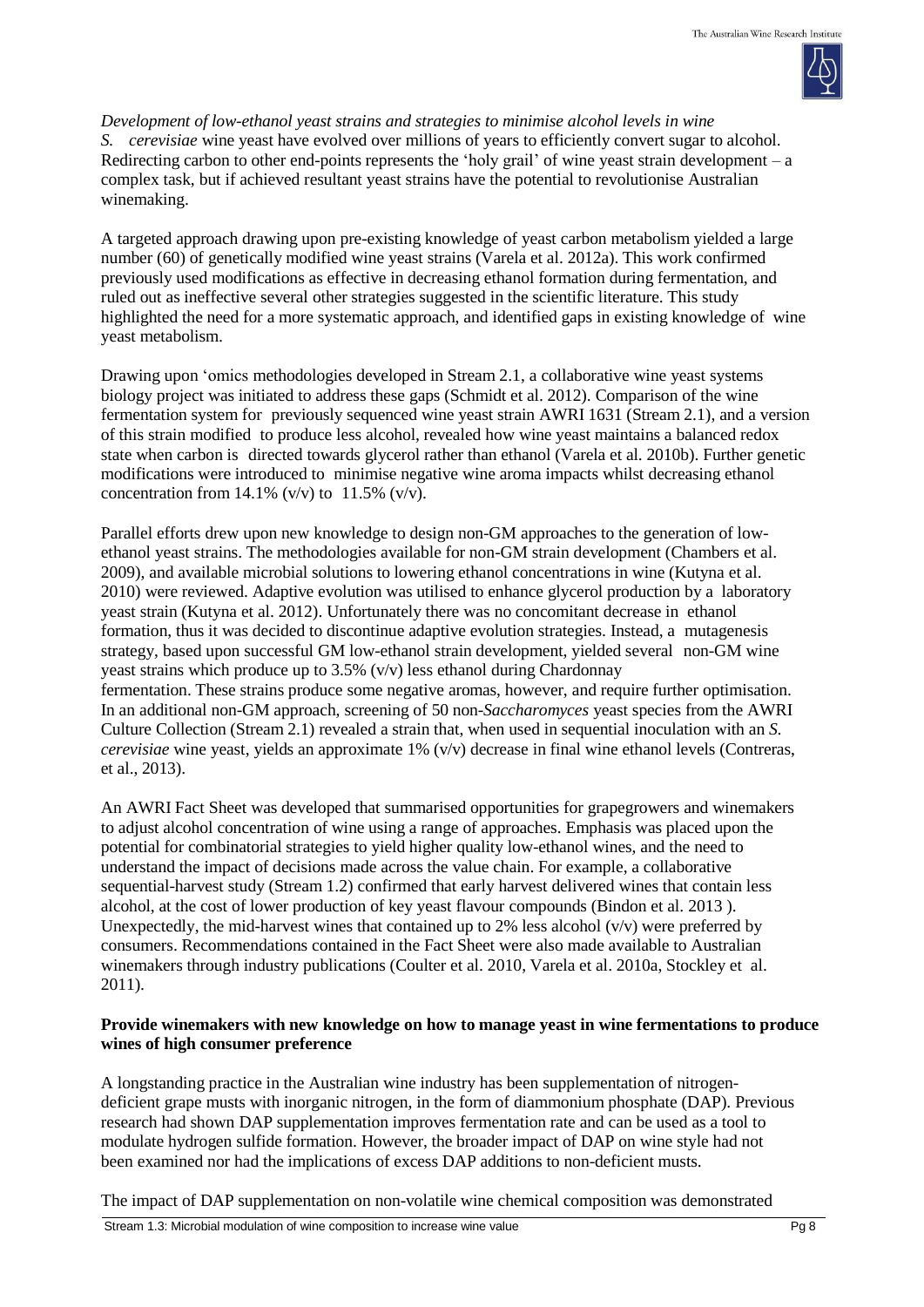*Development of low-ethanol yeast strains and strategies to minimise alcohol levels in wine*

*S. cerevisiae* wine yeast have evolved over millions of years to efficiently convert sugar to alcohol. Redirecting carbon to other end-points represents the 'holy grail' of wine yeast strain development – a complex task, but if achieved resultant yeast strains have the potential to revolutionise Australian winemaking.

A targeted approach drawing upon pre-existing knowledge of yeast carbon metabolism yielded a large number (60) of genetically modified wine yeast strains (Varela et al. 2012a). This work confirmed previously used modifications as effective in decreasing ethanol formation during fermentation, and ruled out as ineffective several other strategies suggested in the scientific literature. This study highlighted the need for a more systematic approach, and identified gaps in existing knowledge of wine yeast metabolism.

Drawing upon 'omics methodologies developed in Stream 2.1, a collaborative wine yeast systems biology project was initiated to address these gaps (Schmidt et al. 2012). Comparison of the wine fermentation system for previously sequenced wine yeast strain AWRI 1631 (Stream 2.1), and a version of this strain modified to produce less alcohol, revealed how wine yeast maintains a balanced redox state when carbon is directed towards glycerol rather than ethanol (Varela et al. 2010b). Further genetic modifications were introduced to minimise negative wine aroma impacts whilst decreasing ethanol concentration from 14.1% (v/v) to 11.5% (v/v).

Parallel efforts drew upon new knowledge to design non-GM approaches to the generation of low-ethanol yeast strains. The methodologies available for non-GM strain development (Chambers et al. 2009), and available microbial solutions to lowering ethanol concentrations in wine (Kutyna et al. 2010) were reviewed. Adaptive evolution was utilised to enhance glycerol production by a laboratory yeast strain (Kutyna et al. 2012). Unfortunately there was no concomitant decrease in ethanol formation, thus it was decided to discontinue adaptive evolution strategies. Instead, a mutagenesis strategy, based upon successful GM low-ethanol strain development, yielded several non-GM wine yeast strains which produce up to 3.5% (v/v) less ethanol during Chardonnay fermentation. These strains produce some negative aromas, however, and require further optimisation. In an additional non-GM approach, screening of 50 non-*Saccharomyces* yeast species from the AWRI Culture Collection (Stream 2.1) revealed a strain that, when used in sequential inoculation with an *S. cerevisiae* wine yeast, yields an approximate 1% (v/v) decrease in final wine ethanol levels (Contreras, et al., 2013).

An AWRI Fact Sheet was developed that summarised opportunities for grapegrowers and winemakers to adjust alcohol concentration of wine using a range of approaches. Emphasis was placed upon the potential for combinatorial strategies to yield higher quality low-ethanol wines, and the need to understand the impact of decisions made across the value chain. For example, a collaborative sequential-harvest study (Stream 1.2) confirmed that early harvest delivered wines that contain less alcohol, at the cost of lower production of key yeast flavour compounds (Bindon et al. 2013 ). Unexpectedly, the mid-harvest wines that contained up to 2% less alcohol (v/v) were preferred by consumers. Recommendations contained in the Fact Sheet were also made available to Australian winemakers through industry publications (Coulter et al. 2010, Varela et al. 2010a, Stockley et al. 2011).

**Provide winemakers with new knowledge on how to manage yeast in wine fermentations to produce wines of high consumer preference**

A longstanding practice in the Australian wine industry has been supplementation of nitrogen-deficient grape musts with inorganic nitrogen, in the form of diammonium phosphate (DAP). Previous research had shown DAP supplementation improves fermentation rate and can be used as a tool to modulate hydrogen sulfide formation. However, the broader impact of DAP on wine style had not been examined nor had the implications of excess DAP additions to non-deficient musts.

The impact of DAP supplementation on non-volatile wine chemical composition was demonstrated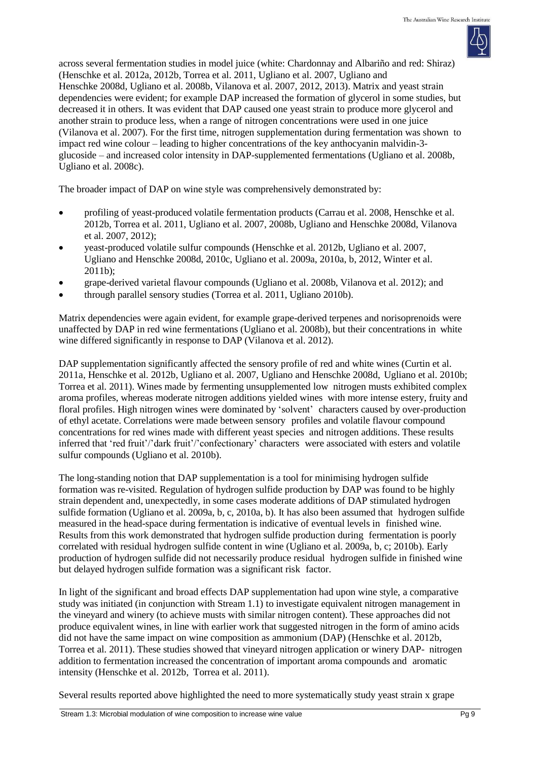across several fermentation studies in model juice (white: Chardonnay and Albariño and red: Shiraz) (Henschke et al. 2012a, 2012b, Torrea et al. 2011, Ugliano et al. 2007, Ugliano and Henschke 2008d, Ugliano et al. 2008b, Vilanova et al. 2007, 2012, 2013). Matrix and yeast strain dependencies were evident; for example DAP increased the formation of glycerol in some studies, but decreased it in others. It was evident that DAP caused one yeast strain to produce more glycerol and another strain to produce less, when a range of nitrogen concentrations were used in one juice (Vilanova et al. 2007). For the first time, nitrogen supplementation during fermentation was shown to impact red wine colour – leading to higher concentrations of the key anthocyanin malvidin-3-glucoside – and increased color intensity in DAP-supplemented fermentations (Ugliano et al. 2008b, Ugliano et al. 2008c).

The broader impact of DAP on wine style was comprehensively demonstrated by:

- profiling of yeast-produced volatile fermentation products (Carrau et al. 2008, Henschke et al. 2012b, Torrea et al. 2011, Ugliano et al. 2007, 2008b, Ugliano and Henschke 2008d, Vilanova et al. 2007, 2012);
- yeast-produced volatile sulfur compounds (Henschke et al. 2012b, Ugliano et al. 2007, Ugliano and Henschke 2008d, 2010c, Ugliano et al. 2009a, 2010a, b, 2012, Winter et al. 2011b);
- grape-derived varietal flavour compounds (Ugliano et al. 2008b, Vilanova et al. 2012); and
- through parallel sensory studies (Torrea et al. 2011, Ugliano 2010b).

Matrix dependencies were again evident, for example grape-derived terpenes and norisoprenoids were unaffected by DAP in red wine fermentations (Ugliano et al. 2008b), but their concentrations in white wine differed significantly in response to DAP (Vilanova et al. 2012).

DAP supplementation significantly affected the sensory profile of red and white wines (Curtin et al. 2011a, Henschke et al. 2012b, Ugliano et al. 2007, Ugliano and Henschke 2008d, Ugliano et al. 2010b; Torrea et al. 2011). Wines made by fermenting unsupplemented low nitrogen musts exhibited complex aroma profiles, whereas moderate nitrogen additions yielded wines with more intense estery, fruity and floral profiles. High nitrogen wines were dominated by 'solvent' characters caused by over-production of ethyl acetate. Correlations were made between sensory profiles and volatile flavour compound concentrations for red wines made with different yeast species and nitrogen additions. These results inferred that 'red fruit'/'dark fruit'/'confectionary' characters were associated with esters and volatile sulfur compounds (Ugliano et al. 2010b).

The long-standing notion that DAP supplementation is a tool for minimising hydrogen sulfide formation was re-visited. Regulation of hydrogen sulfide production by DAP was found to be highly strain dependent and, unexpectedly, in some cases moderate additions of DAP stimulated hydrogen sulfide formation (Ugliano et al. 2009a, b, c, 2010a, b). It has also been assumed that hydrogen sulfide measured in the head-space during fermentation is indicative of eventual levels in finished wine. Results from this work demonstrated that hydrogen sulfide production during fermentation is poorly correlated with residual hydrogen sulfide content in wine (Ugliano et al. 2009a, b, c; 2010b). Early production of hydrogen sulfide did not necessarily produce residual hydrogen sulfide in finished wine but delayed hydrogen sulfide formation was a significant risk factor.

In light of the significant and broad effects DAP supplementation had upon wine style, a comparative study was initiated (in conjunction with Stream 1.1) to investigate equivalent nitrogen management in the vineyard and winery (to achieve musts with similar nitrogen content). These approaches did not produce equivalent wines, in line with earlier work that suggested nitrogen in the form of amino acids did not have the same impact on wine composition as ammonium (DAP) (Henschke et al. 2012b, Torrea et al. 2011). These studies showed that vineyard nitrogen application or winery DAP- nitrogen addition to fermentation increased the concentration of important aroma compounds and aromatic intensity (Henschke et al. 2012b, Torrea et al. 2011).

Several results reported above highlighted the need to more systematically study yeast strain x grape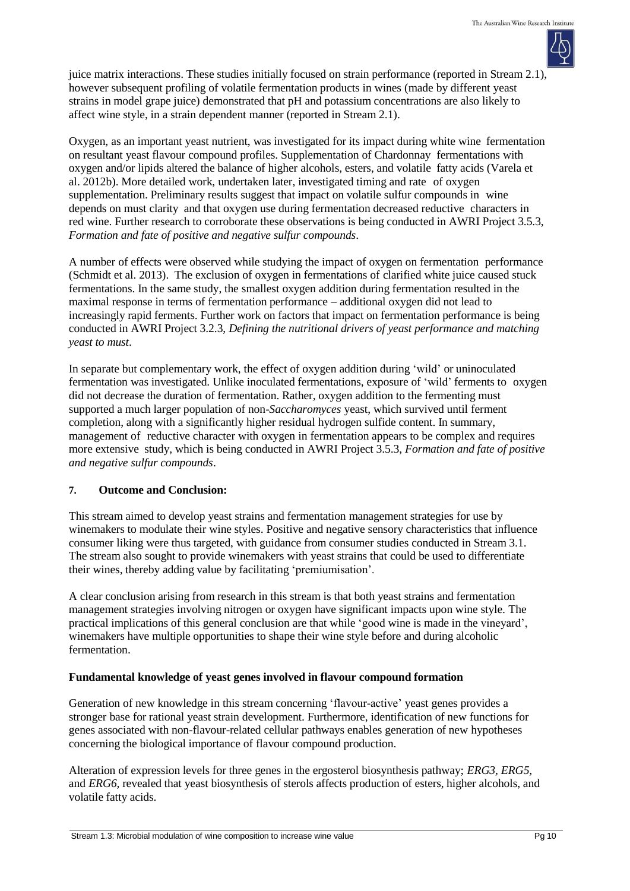juice matrix interactions. These studies initially focused on strain performance (reported in Stream 2.1), however subsequent profiling of volatile fermentation products in wines (made by different yeast strains in model grape juice) demonstrated that pH and potassium concentrations are also likely to affect wine style, in a strain dependent manner (reported in Stream 2.1).

Oxygen, as an important yeast nutrient, was investigated for its impact during white wine fermentation on resultant yeast flavour compound profiles. Supplementation of Chardonnay fermentations with oxygen and/or lipids altered the balance of higher alcohols, esters, and volatile fatty acids (Varela et al. 2012b). More detailed work, undertaken later, investigated timing and rate of oxygen supplementation. Preliminary results suggest that impact on volatile sulfur compounds in wine depends on must clarity and that oxygen use during fermentation decreased reductive characters in red wine. Further research to corroborate these observations is being conducted in AWRI Project 3.5.3, *Formation and fate of positive and negative sulfur compounds*.

A number of effects were observed while studying the impact of oxygen on fermentation performance (Schmidt et al. 2013). The exclusion of oxygen in fermentations of clarified white juice caused stuck fermentations. In the same study, the smallest oxygen addition during fermentation resulted in the maximal response in terms of fermentation performance – additional oxygen did not lead to increasingly rapid ferments. Further work on factors that impact on fermentation performance is being conducted in AWRI Project 3.2.3, *Defining the nutritional drivers of yeast performance and matching yeast to must*.

In separate but complementary work, the effect of oxygen addition during 'wild' or uninoculated fermentation was investigated. Unlike inoculated fermentations, exposure of 'wild' ferments to oxygen did not decrease the duration of fermentation. Rather, oxygen addition to the fermenting must supported a much larger population of non-*Saccharomyces* yeast, which survived until ferment completion, along with a significantly higher residual hydrogen sulfide content. In summary, management of reductive character with oxygen in fermentation appears to be complex and requires more extensive study, which is being conducted in AWRI Project 3.5.3, *Formation and fate of positive and negative sulfur compounds*.

## 7. Outcome and Conclusion:

This stream aimed to develop yeast strains and fermentation management strategies for use by winemakers to modulate their wine styles. Positive and negative sensory characteristics that influence consumer liking were thus targeted, with guidance from consumer studies conducted in Stream 3.1. The stream also sought to provide winemakers with yeast strains that could be used to differentiate their wines, thereby adding value by facilitating 'premiumisation'.

A clear conclusion arising from research in this stream is that both yeast strains and fermentation management strategies involving nitrogen or oxygen have significant impacts upon wine style. The practical implications of this general conclusion are that while 'good wine is made in the vineyard', winemakers have multiple opportunities to shape their wine style before and during alcoholic fermentation.

### Fundamental knowledge of yeast genes involved in flavour compound formation

Generation of new knowledge in this stream concerning 'flavour-active' yeast genes provides a stronger base for rational yeast strain development. Furthermore, identification of new functions for genes associated with non-flavour-related cellular pathways enables generation of new hypotheses concerning the biological importance of flavour compound production.

Alteration of expression levels for three genes in the ergosterol biosynthesis pathway; *ERG3*, *ERG5*, and *ERG6*, revealed that yeast biosynthesis of sterols affects production of esters, higher alcohols, and volatile fatty acids.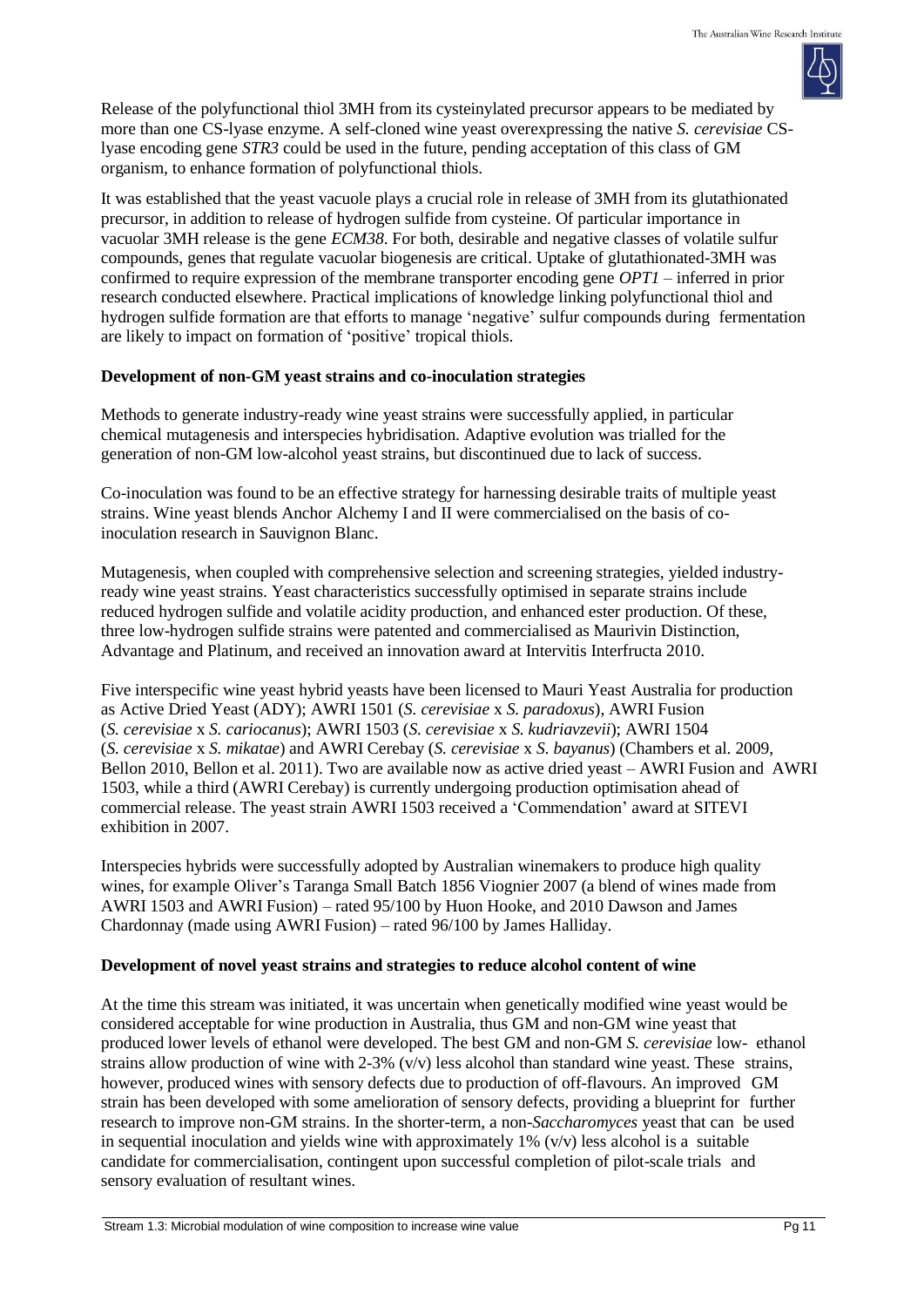Release of the polyfunctional thiol 3MH from its cysteinylated precursor appears to be mediated by more than one CS-lyase enzyme. A self-cloned wine yeast overexpressing the native *S. cerevisiae* CS-lyase encoding gene *STR3* could be used in the future, pending acceptance of this class of GM organism, to enhance formation of polyfunctional thiols.

It was established that the yeast vacuole plays a crucial role in release of 3MH from its glutathionated precursor, in addition to release of hydrogen sulfide from cysteine. Of particular importance in vacuolar 3MH release is the gene *ECM38*. For both, desirable and negative classes of volatile sulfur compounds, genes that regulate vacuolar biogenesis are critical. Uptake of glutathionated-3MH was confirmed to require expression of the membrane transporter encoding gene *OPT1* – inferred in prior research conducted elsewhere. Practical implications of knowledge linking polyfunctional thiol and hydrogen sulfide formation are that efforts to manage 'negative' sulfur compounds during fermentation are likely to impact on formation of 'positive' tropical thiols.

**Development of non-GM yeast strains and co-inoculation strategies**

Methods to generate industry-ready wine yeast strains were successfully applied, in particular chemical mutagenesis and interspecies hybridisation. Adaptive evolution was trialled for the generation of non-GM low-alcohol yeast strains, but discontinued due to lack of success.

Co-inoculation was found to be an effective strategy for harnessing desirable traits of multiple yeast strains. Wine yeast blends Anchor Alchemy I and II were commercialised on the basis of co-inoculation research in Sauvignon Blanc.

Mutagenesis, when coupled with comprehensive selection and screening strategies, yielded industry-ready wine yeast strains. Yeast characteristics successfully optimised in separate strains include reduced hydrogen sulfide and volatile acidity production, and enhanced ester production. Of these, three low-hydrogen sulfide strains were patented and commercialised as Maurivin Distinction, Advantage and Platinum, and received an innovation award at Intervitis Interfructa 2010.

Five interspecific wine yeast hybrid yeasts have been licensed to Mauri Yeast Australia for production as Active Dried Yeast (ADY); AWRI 1501 (*S. cerevisiae* x *S. paradoxus*), AWRI Fusion (*S. cerevisiae* x *S. cariocanus*); AWRI 1503 (*S. cerevisiae* x *S. kudriavzevii*); AWRI 1504 (*S. cerevisiae* x *S. mikatae*) and AWRI Cerebay (*S. cerevisiae* x *S. bayanus*) (Chambers et al. 2009, Bellon 2010, Bellon et al. 2011). Two are available now as active dried yeast – AWRI Fusion and AWRI 1503, while a third (AWRI Cerebay) is currently undergoing production optimisation ahead of commercial release. The yeast strain AWRI 1503 received a 'Commendation' award at SITEVI exhibition in 2007.

Interspecies hybrids were successfully adopted by Australian winemakers to produce high quality wines, for example Oliver's Taranga Small Batch 1856 Viognier 2007 (a blend of wines made from AWRI 1503 and AWRI Fusion) – rated 95/100 by Huon Hooke, and 2010 Dawson and James Chardonnay (made using AWRI Fusion) – rated 96/100 by James Halliday.

**Development of novel yeast strains and strategies to reduce alcohol content of wine**

At the time this stream was initiated, it was uncertain when genetically modified wine yeast would be considered acceptable for wine production in Australia, thus GM and non-GM wine yeast that produced lower levels of ethanol were developed. The best GM and non-GM *S. cerevisiae* low- ethanol strains allow production of wine with 2-3% (v/v) less alcohol than standard wine yeast. These strains, however, produced wines with sensory defects due to production of off-flavours. An improved GM strain has been developed with some amelioration of sensory defects, providing a blueprint for further research to improve non-GM strains. In the shorter-term, a non-*Saccharomyces* yeast that can be used in sequential inoculation and yields wine with approximately 1% (v/v) less alcohol is a suitable candidate for commercialisation, contingent upon successful completion of pilot-scale trials and sensory evaluation of resultant wines.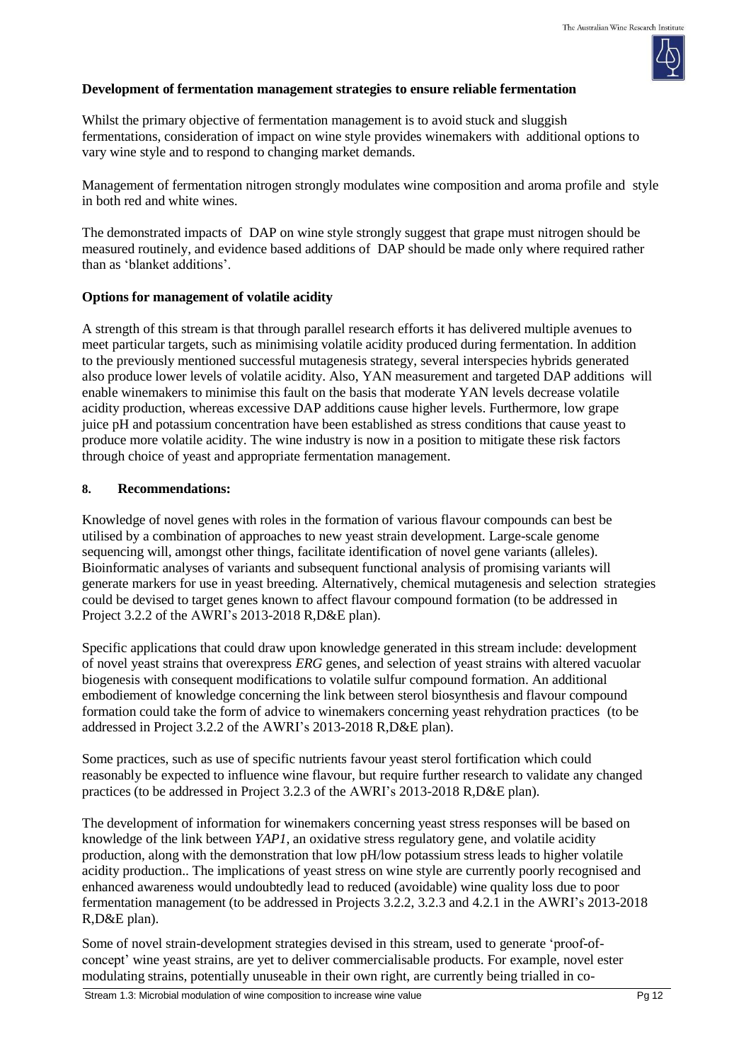**Development of fermentation management strategies to ensure reliable fermentation**

Whilst the primary objective of fermentation management is to avoid stuck and sluggish fermentations, consideration of impact on wine style provides winemakers with additional options to vary wine style and to respond to changing market demands.

Management of fermentation nitrogen strongly modulates wine composition and aroma profile and style in both red and white wines.

The demonstrated impacts of DAP on wine style strongly suggest that grape must nitrogen should be measured routinely, and evidence based additions of DAP should be made only where required rather than as 'blanket additions'.

**Options for management of volatile acidity**

A strength of this stream is that through parallel research efforts it has delivered multiple avenues to meet particular targets, such as minimising volatile acidity produced during fermentation. In addition to the previously mentioned successful mutagenesis strategy, several interspecies hybrids generated also produce lower levels of volatile acidity. Also, YAN measurement and targeted DAP additions will enable winemakers to minimise this fault on the basis that moderate YAN levels decrease volatile acidity production, whereas excessive DAP additions cause higher levels. Furthermore, low grape juice pH and potassium concentration have been established as stress conditions that cause yeast to produce more volatile acidity. The wine industry is now in a position to mitigate these risk factors through choice of yeast and appropriate fermentation management.

## 8. Recommendations:

Knowledge of novel genes with roles in the formation of various flavour compounds can best be utilised by a combination of approaches to new yeast strain development. Large-scale genome sequencing will, amongst other things, facilitate identification of novel gene variants (alleles). Bioinformatic analyses of variants and subsequent functional analysis of promising variants will generate markers for use in yeast breeding. Alternatively, chemical mutagenesis and selection strategies could be devised to target genes known to affect flavour compound formation (to be addressed in Project 3.2.2 of the AWRI's 2013-2018 R,D&E plan).

Specific applications that could draw upon knowledge generated in this stream include: development of novel yeast strains that overexpress *ERG* genes, and selection of yeast strains with altered vacuolar biogenesis with consequent modifications to volatile sulfur compound formation. An additional embodiement of knowledge concerning the link between sterol biosynthesis and flavour compound formation could take the form of advice to winemakers concerning yeast rehydration practices (to be addressed in Project 3.2.2 of the AWRI's 2013-2018 R,D&E plan).

Some practices, such as use of specific nutrients favour yeast sterol fortification which could reasonably be expected to influence wine flavour, but require further research to validate any changed practices (to be addressed in Project 3.2.3 of the AWRI's 2013-2018 R,D&E plan).

The development of information for winemakers concerning yeast stress responses will be based on knowledge of the link between *YAP1*, an oxidative stress regulatory gene, and volatile acidity production, along with the demonstration that low pH/low potassium stress leads to higher volatile acidity production.. The implications of yeast stress on wine style are currently poorly recognised and enhanced awareness would undoubtedly lead to reduced (avoidable) wine quality loss due to poor fermentation management (to be addressed in Projects 3.2.2, 3.2.3 and 4.2.1 in the AWRI's 2013-2018 R,D&E plan).

Some of novel strain-development strategies devised in this stream, used to generate 'proof-of-concept' wine yeast strains, are yet to deliver commercialisable products. For example, novel ester modulating strains, potentially unuseable in their own right, are currently being trialled in co-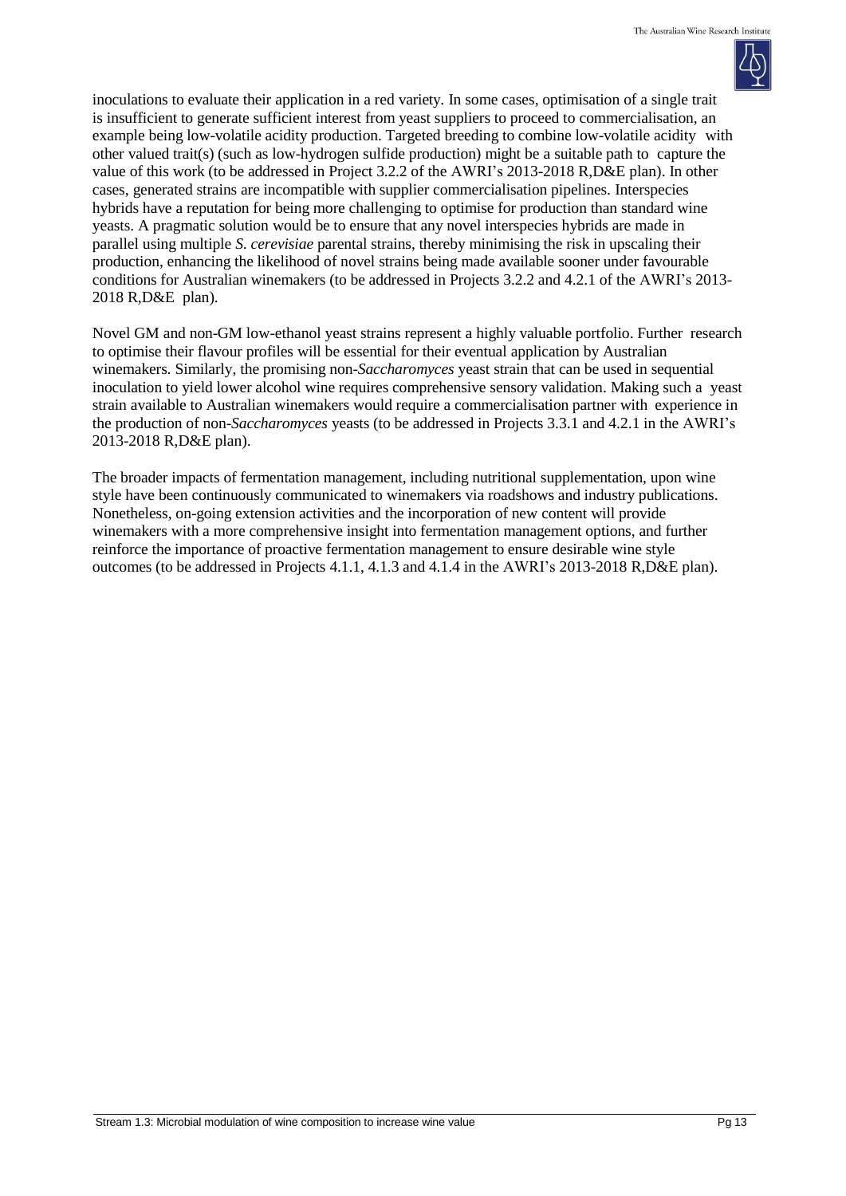inoculations to evaluate their application in a red variety. In some cases, optimisation of a single trait is insufficient to generate sufficient interest from yeast suppliers to proceed to commercialisation, an example being low-volatile acidity production. Targeted breeding to combine low-volatile acidity with other valued trait(s) (such as low-hydrogen sulfide production) might be a suitable path to capture the value of this work (to be addressed in Project 3.2.2 of the AWRI's 2013-2018 R,D&E plan). In other cases, generated strains are incompatible with supplier commercialisation pipelines. Interspecies hybrids have a reputation for being more challenging to optimise for production than standard wine yeasts. A pragmatic solution would be to ensure that any novel interspecies hybrids are made in parallel using multiple *S. cerevisiae* parental strains, thereby minimising the risk in upscaling their production, enhancing the likelihood of novel strains being made available sooner under favourable conditions for Australian winemakers (to be addressed in Projects 3.2.2 and 4.2.1 of the AWRI's 2013-2018 R,D&E plan).

Novel GM and non-GM low-ethanol yeast strains represent a highly valuable portfolio. Further research to optimise their flavour profiles will be essential for their eventual application by Australian winemakers. Similarly, the promising non-*Saccharomyces* yeast strain that can be used in sequential inoculation to yield lower alcohol wine requires comprehensive sensory validation. Making such a yeast strain available to Australian winemakers would require a commercialisation partner with experience in the production of non-*Saccharomyces* yeasts (to be addressed in Projects 3.3.1 and 4.2.1 in the AWRI's 2013-2018 R,D&E plan).

The broader impacts of fermentation management, including nutritional supplementation, upon wine style have been continuously communicated to winemakers via roadshows and industry publications. Nonetheless, on-going extension activities and the incorporation of new content will provide winemakers with a more comprehensive insight into fermentation management options, and further reinforce the importance of proactive fermentation management to ensure desirable wine style outcomes (to be addressed in Projects 4.1.1, 4.1.3 and 4.1.4 in the AWRI's 2013-2018 R,D&E plan).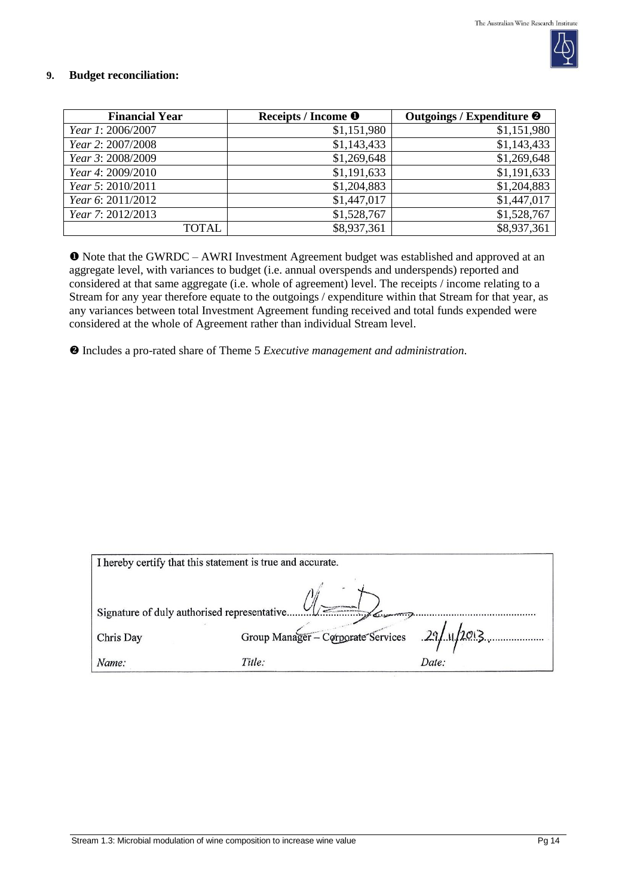## 9. Budget reconciliation:

| Financial Year | Receipts / Income ❶ | Outgoings / Expenditure ❷ |
|---|---|---|
| *Year 1*: 2006/2007 | $1,151,980 | $1,151,980 |
| *Year 2*: 2007/2008 | $1,143,433 | $1,143,433 |
| *Year 3*: 2008/2009 | $1,269,648 | $1,269,648 |
| *Year 4*: 2009/2010 | $1,191,633 | $1,191,633 |
| *Year 5*: 2010/2011 | $1,204,883 | $1,204,883 |
| *Year 6*: 2011/2012 | $1,447,017 | $1,447,017 |
| *Year 7*: 2012/2013 | $1,528,767 | $1,528,767 |
| TOTAL | $8,937,361 | $8,937,361 |

❶ Note that the GWRDC – AWRI Investment Agreement budget was established and approved at an aggregate level, with variances to budget (i.e. annual overspends and underspends) reported and considered at that same aggregate (i.e. whole of agreement) level. The receipts / income relating to a Stream for any year therefore equate to the outgoings / expenditure within that Stream for that year, as any variances between total Investment Agreement funding received and total funds expended were considered at the whole of Agreement rather than individual Stream level.

❷ Includes a pro-rated share of Theme 5 *Executive management and administration*.

I hereby certify that this statement is true and accurate.

Signature of duly authorised representative............................................................

| Chris Day | Group Manager – Corporate Services | 29/11/2013 |
|---|---|---|
| *Name:* | *Title:* | *Date:* |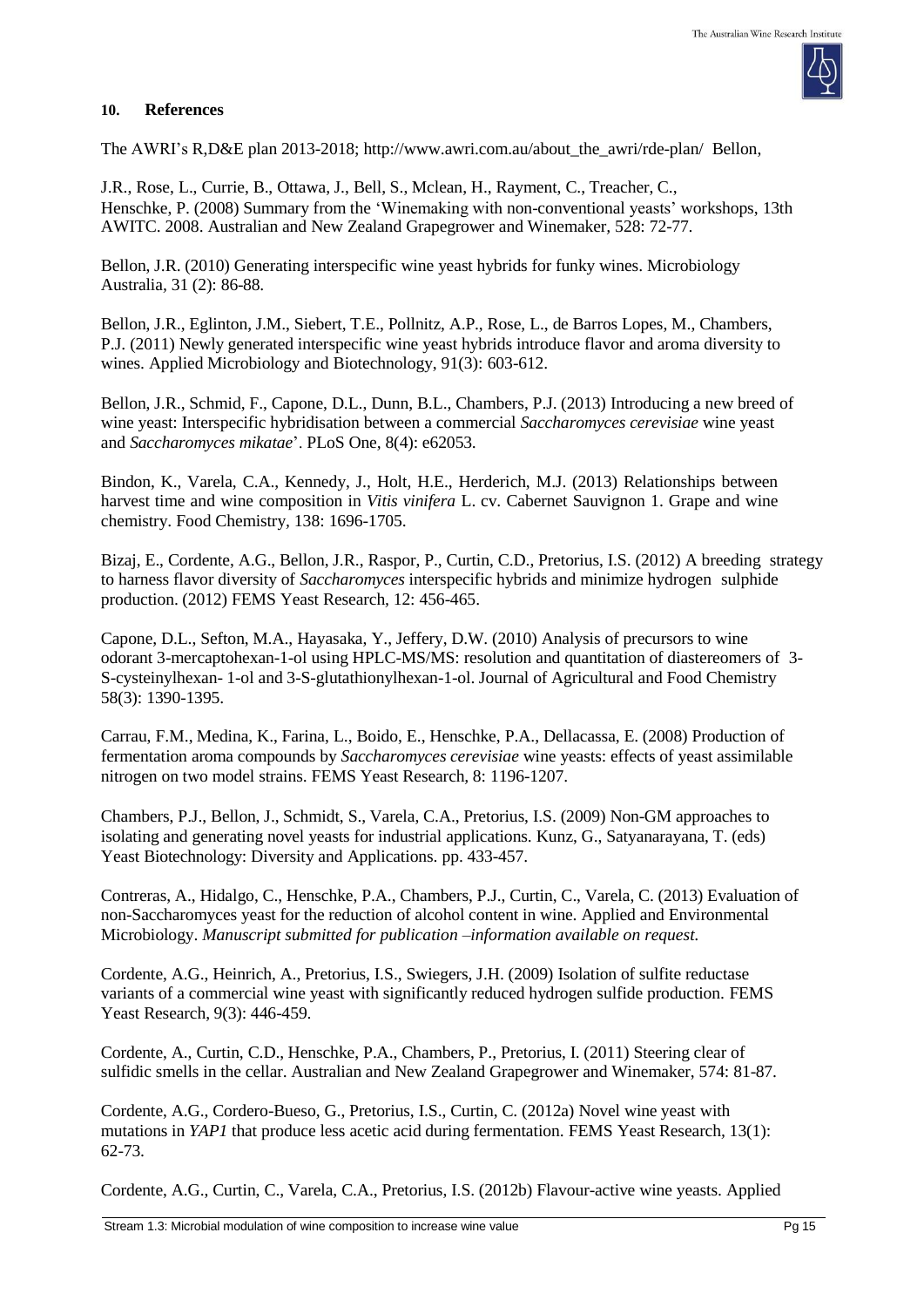## 10. References

The AWRI's R,D&E plan 2013-2018; http://www.awri.com.au/about_the_awri/rde-plan/ Bellon,

J.R., Rose, L., Currie, B., Ottawa, J., Bell, S., Mclean, H., Rayment, C., Treacher, C., Henschke, P. (2008) Summary from the 'Winemaking with non-conventional yeasts' workshops, 13th AWITC. 2008. Australian and New Zealand Grapegrower and Winemaker, 528: 72-77.

Bellon, J.R. (2010) Generating interspecific wine yeast hybrids for funky wines. Microbiology Australia, 31 (2): 86-88.

Bellon, J.R., Eglinton, J.M., Siebert, T.E., Pollnitz, A.P., Rose, L., de Barros Lopes, M., Chambers, P.J. (2011) Newly generated interspecific wine yeast hybrids introduce flavor and aroma diversity to wines. Applied Microbiology and Biotechnology, 91(3): 603-612.

Bellon, J.R., Schmid, F., Capone, D.L., Dunn, B.L., Chambers, P.J. (2013) Introducing a new breed of wine yeast: Interspecific hybridisation between a commercial *Saccharomyces cerevisiae* wine yeast and *Saccharomyces mikatae*'. PLoS One, 8(4): e62053.

Bindon, K., Varela, C.A., Kennedy, J., Holt, H.E., Herderich, M.J. (2013) Relationships between harvest time and wine composition in *Vitis vinifera* L. cv. Cabernet Sauvignon 1. Grape and wine chemistry. Food Chemistry, 138: 1696-1705.

Bizaj, E., Cordente, A.G., Bellon, J.R., Raspor, P., Curtin, C.D., Pretorius, I.S. (2012) A breeding strategy to harness flavor diversity of *Saccharomyces* interspecific hybrids and minimize hydrogen sulphide production. (2012) FEMS Yeast Research, 12: 456-465.

Capone, D.L., Sefton, M.A., Hayasaka, Y., Jeffery, D.W. (2010) Analysis of precursors to wine odorant 3-mercaptohexan-1-ol using HPLC-MS/MS: resolution and quantitation of diastereomers of 3-S-cysteinylhexan- 1-ol and 3-S-glutathionylhexan-1-ol. Journal of Agricultural and Food Chemistry 58(3): 1390-1395.

Carrau, F.M., Medina, K., Farina, L., Boido, E., Henschke, P.A., Dellacassa, E. (2008) Production of fermentation aroma compounds by *Saccharomyces cerevisiae* wine yeasts: effects of yeast assimilable nitrogen on two model strains. FEMS Yeast Research, 8: 1196-1207.

Chambers, P.J., Bellon, J., Schmidt, S., Varela, C.A., Pretorius, I.S. (2009) Non-GM approaches to isolating and generating novel yeasts for industrial applications. Kunz, G., Satyanarayana, T. (eds) Yeast Biotechnology: Diversity and Applications. pp. 433-457.

Contreras, A., Hidalgo, C., Henschke, P.A., Chambers, P.J., Curtin, C., Varela, C. (2013) Evaluation of non-Saccharomyces yeast for the reduction of alcohol content in wine. Applied and Environmental Microbiology. *Manuscript submitted for publication –information available on request.*

Cordente, A.G., Heinrich, A., Pretorius, I.S., Swiegers, J.H. (2009) Isolation of sulfite reductase variants of a commercial wine yeast with significantly reduced hydrogen sulfide production. FEMS Yeast Research, 9(3): 446-459.

Cordente, A., Curtin, C.D., Henschke, P.A., Chambers, P., Pretorius, I. (2011) Steering clear of sulfidic smells in the cellar. Australian and New Zealand Grapegrower and Winemaker, 574: 81-87.

Cordente, A.G., Cordero-Bueso, G., Pretorius, I.S., Curtin, C. (2012a) Novel wine yeast with mutations in *YAP1* that produce less acetic acid during fermentation. FEMS Yeast Research, 13(1): 62-73.

Cordente, A.G., Curtin, C., Varela, C.A., Pretorius, I.S. (2012b) Flavour-active wine yeasts. Applied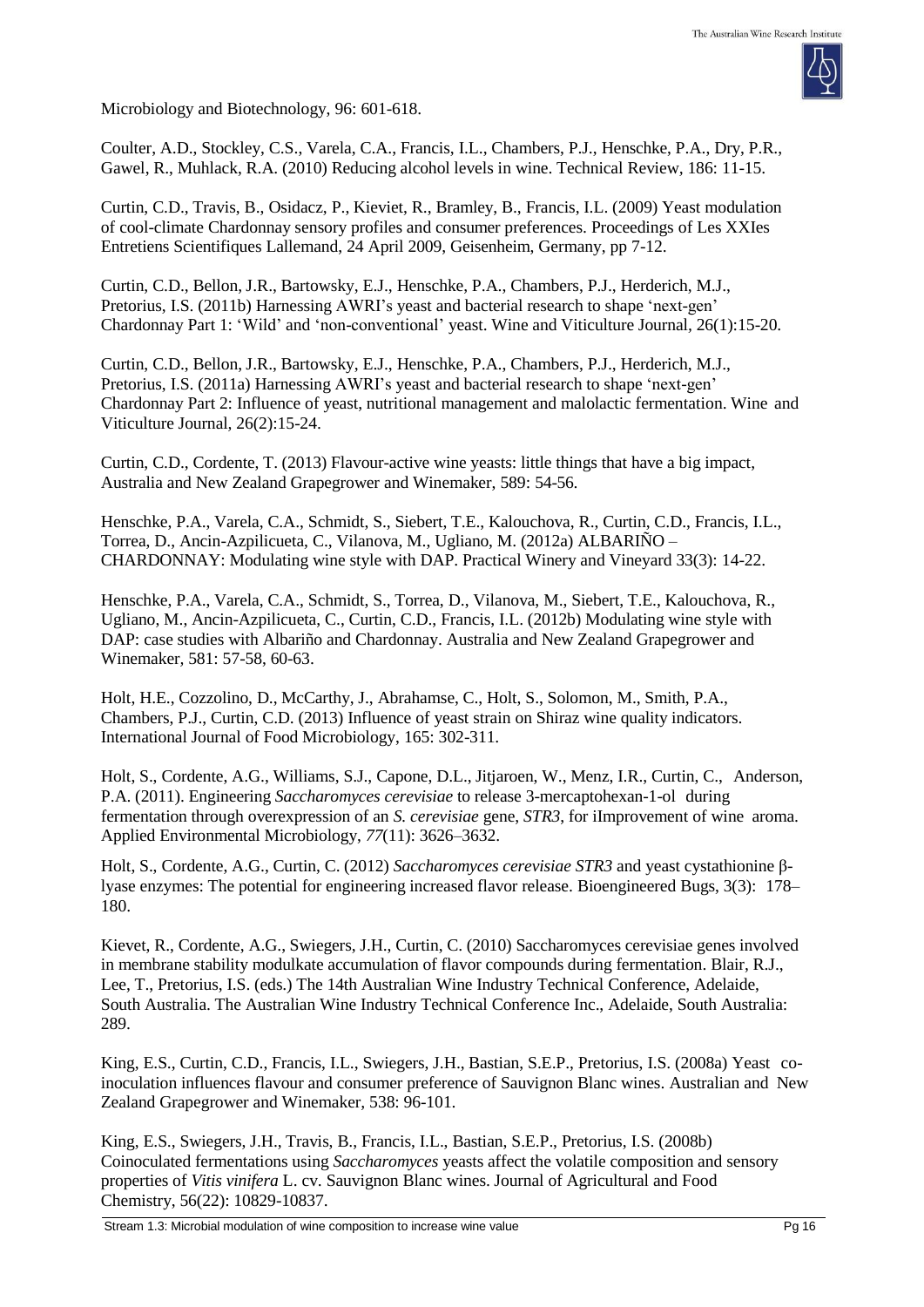Microbiology and Biotechnology, 96: 601-618.

Coulter, A.D., Stockley, C.S., Varela, C.A., Francis, I.L., Chambers, P.J., Henschke, P.A., Dry, P.R., Gawel, R., Muhlack, R.A. (2010) Reducing alcohol levels in wine. Technical Review, 186: 11-15.

Curtin, C.D., Travis, B., Osidacz, P., Kieviet, R., Bramley, B., Francis, I.L. (2009) Yeast modulation of cool-climate Chardonnay sensory profiles and consumer preferences. Proceedings of Les XXIes Entretiens Scientifiques Lallemand, 24 April 2009, Geisenheim, Germany, pp 7-12.

Curtin, C.D., Bellon, J.R., Bartowsky, E.J., Henschke, P.A., Chambers, P.J., Herderich, M.J., Pretorius, I.S. (2011b) Harnessing AWRI's yeast and bacterial research to shape 'next-gen' Chardonnay Part 1: 'Wild' and 'non-conventional' yeast. Wine and Viticulture Journal, 26(1):15-20.

Curtin, C.D., Bellon, J.R., Bartowsky, E.J., Henschke, P.A., Chambers, P.J., Herderich, M.J., Pretorius, I.S. (2011a) Harnessing AWRI's yeast and bacterial research to shape 'next-gen' Chardonnay Part 2: Influence of yeast, nutritional management and malolactic fermentation. Wine and Viticulture Journal, 26(2):15-24.

Curtin, C.D., Cordente, T. (2013) Flavour-active wine yeasts: little things that have a big impact, Australia and New Zealand Grapegrower and Winemaker, 589: 54-56.

Henschke, P.A., Varela, C.A., Schmidt, S., Siebert, T.E., Kalouchova, R., Curtin, C.D., Francis, I.L., Torrea, D., Ancin-Azpilicueta, C., Vilanova, M., Ugliano, M. (2012a) ALBARIÑO – CHARDONNAY: Modulating wine style with DAP. Practical Winery and Vineyard 33(3): 14-22.

Henschke, P.A., Varela, C.A., Schmidt, S., Torrea, D., Vilanova, M., Siebert, T.E., Kalouchova, R., Ugliano, M., Ancin-Azpilicueta, C., Curtin, C.D., Francis, I.L. (2012b) Modulating wine style with DAP: case studies with Albariño and Chardonnay. Australia and New Zealand Grapegrower and Winemaker, 581: 57-58, 60-63.

Holt, H.E., Cozzolino, D., McCarthy, J., Abrahamse, C., Holt, S., Solomon, M., Smith, P.A., Chambers, P.J., Curtin, C.D. (2013) Influence of yeast strain on Shiraz wine quality indicators. International Journal of Food Microbiology, 165: 302-311.

Holt, S., Cordente, A.G., Williams, S.J., Capone, D.L., Jitjaroen, W., Menz, I.R., Curtin, C., Anderson, P.A. (2011). Engineering *Saccharomyces cerevisiae* to release 3-mercaptohexan-1-ol during fermentation through overexpression of an *S. cerevisiae* gene, *STR3*, for iImprovement of wine aroma. Applied Environmental Microbiology, *77*(11): 3626–3632.

Holt, S., Cordente, A.G., Curtin, C. (2012) *Saccharomyces cerevisiae STR3* and yeast cystathionine β-lyase enzymes: The potential for engineering increased flavor release. Bioengineered Bugs, 3(3): 178–180.

Kievet, R., Cordente, A.G., Swiegers, J.H., Curtin, C. (2010) Saccharomyces cerevisiae genes involved in membrane stability modulkate accumulation of flavor compounds during fermentation. Blair, R.J., Lee, T., Pretorius, I.S. (eds.) The 14th Australian Wine Industry Technical Conference, Adelaide, South Australia. The Australian Wine Industry Technical Conference Inc., Adelaide, South Australia: 289.

King, E.S., Curtin, C.D., Francis, I.L., Swiegers, J.H., Bastian, S.E.P., Pretorius, I.S. (2008a) Yeast co-inoculation influences flavour and consumer preference of Sauvignon Blanc wines. Australian and New Zealand Grapegrower and Winemaker, 538: 96-101.

King, E.S., Swiegers, J.H., Travis, B., Francis, I.L., Bastian, S.E.P., Pretorius, I.S. (2008b) Coinoculated fermentations using *Saccharomyces* yeasts affect the volatile composition and sensory properties of *Vitis vinifera* L. cv. Sauvignon Blanc wines. Journal of Agricultural and Food Chemistry, 56(22): 10829-10837.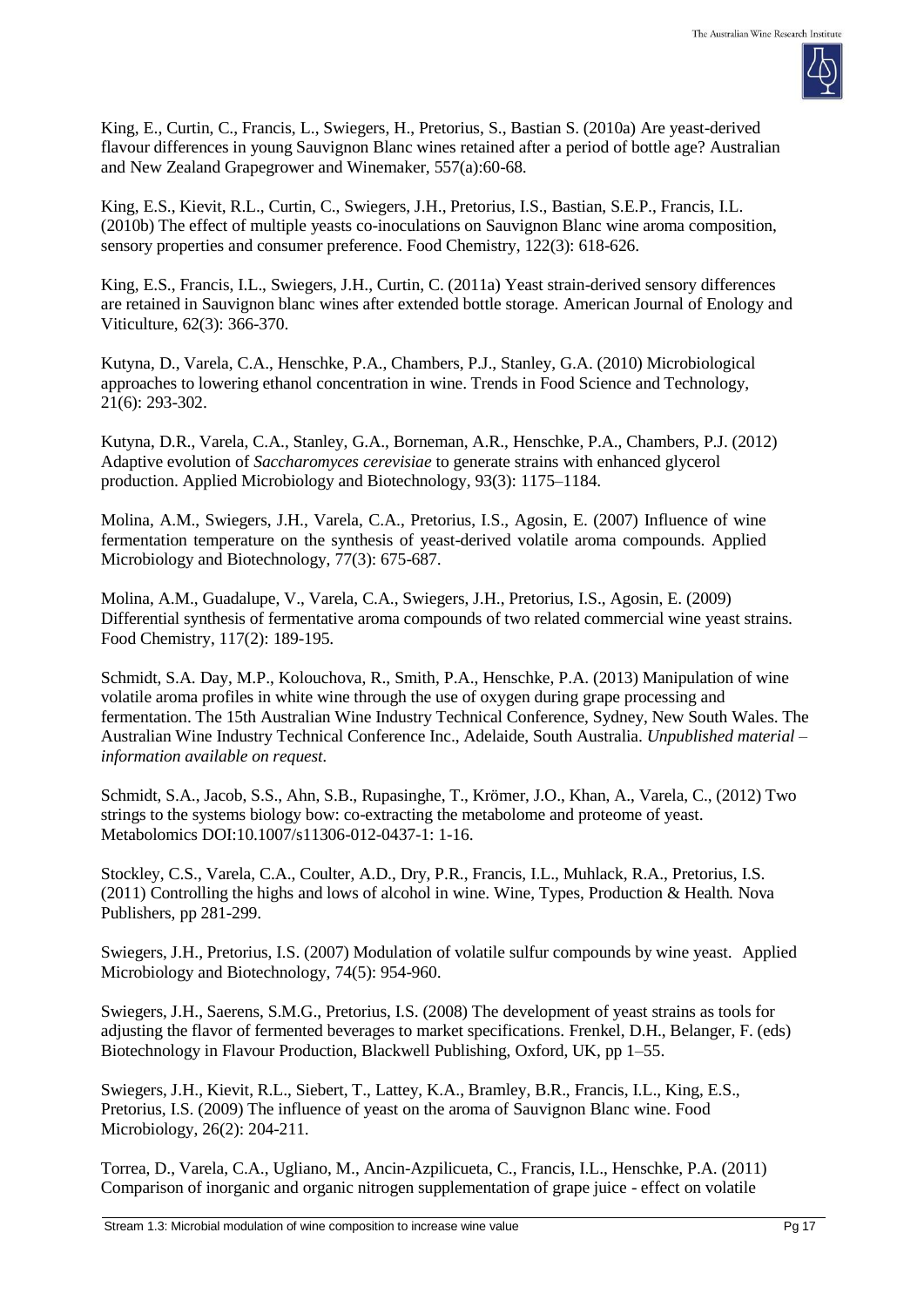King, E., Curtin, C., Francis, L., Swiegers, H., Pretorius, S., Bastian S. (2010a) Are yeast-derived flavour differences in young Sauvignon Blanc wines retained after a period of bottle age? Australian and New Zealand Grapegrower and Winemaker, 557(a):60-68.

King, E.S., Kievit, R.L., Curtin, C., Swiegers, J.H., Pretorius, I.S., Bastian, S.E.P., Francis, I.L. (2010b) The effect of multiple yeasts co-inoculations on Sauvignon Blanc wine aroma composition, sensory properties and consumer preference. Food Chemistry, 122(3): 618-626.

King, E.S., Francis, I.L., Swiegers, J.H., Curtin, C. (2011a) Yeast strain-derived sensory differences are retained in Sauvignon blanc wines after extended bottle storage. American Journal of Enology and Viticulture, 62(3): 366-370.

Kutyna, D., Varela, C.A., Henschke, P.A., Chambers, P.J., Stanley, G.A. (2010) Microbiological approaches to lowering ethanol concentration in wine. Trends in Food Science and Technology, 21(6): 293-302.

Kutyna, D.R., Varela, C.A., Stanley, G.A., Borneman, A.R., Henschke, P.A., Chambers, P.J. (2012) Adaptive evolution of *Saccharomyces cerevisiae* to generate strains with enhanced glycerol production. Applied Microbiology and Biotechnology, 93(3): 1175–1184.

Molina, A.M., Swiegers, J.H., Varela, C.A., Pretorius, I.S., Agosin, E. (2007) Influence of wine fermentation temperature on the synthesis of yeast-derived volatile aroma compounds. Applied Microbiology and Biotechnology, 77(3): 675-687.

Molina, A.M., Guadalupe, V., Varela, C.A., Swiegers, J.H., Pretorius, I.S., Agosin, E. (2009) Differential synthesis of fermentative aroma compounds of two related commercial wine yeast strains. Food Chemistry, 117(2): 189-195.

Schmidt, S.A. Day, M.P., Kolouchova, R., Smith, P.A., Henschke, P.A. (2013) Manipulation of wine volatile aroma profiles in white wine through the use of oxygen during grape processing and fermentation. The 15th Australian Wine Industry Technical Conference, Sydney, New South Wales. The Australian Wine Industry Technical Conference Inc., Adelaide, South Australia. *Unpublished material – information available on request*.

Schmidt, S.A., Jacob, S.S., Ahn, S.B., Rupasinghe, T., Krömer, J.O., Khan, A., Varela, C., (2012) Two strings to the systems biology bow: co-extracting the metabolome and proteome of yeast. Metabolomics DOI:10.1007/s11306-012-0437-1: 1-16.

Stockley, C.S., Varela, C.A., Coulter, A.D., Dry, P.R., Francis, I.L., Muhlack, R.A., Pretorius, I.S. (2011) Controlling the highs and lows of alcohol in wine. Wine, Types, Production & Health. Nova Publishers, pp 281-299.

Swiegers, J.H., Pretorius, I.S. (2007) Modulation of volatile sulfur compounds by wine yeast. Applied Microbiology and Biotechnology, 74(5): 954-960.

Swiegers, J.H., Saerens, S.M.G., Pretorius, I.S. (2008) The development of yeast strains as tools for adjusting the flavor of fermented beverages to market specifications. Frenkel, D.H., Belanger, F. (eds) Biotechnology in Flavour Production, Blackwell Publishing, Oxford, UK, pp 1–55.

Swiegers, J.H., Kievit, R.L., Siebert, T., Lattey, K.A., Bramley, B.R., Francis, I.L., King, E.S., Pretorius, I.S. (2009) The influence of yeast on the aroma of Sauvignon Blanc wine. Food Microbiology, 26(2): 204-211.

Torrea, D., Varela, C.A., Ugliano, M., Ancin-Azpilicueta, C., Francis, I.L., Henschke, P.A. (2011) Comparison of inorganic and organic nitrogen supplementation of grape juice - effect on volatile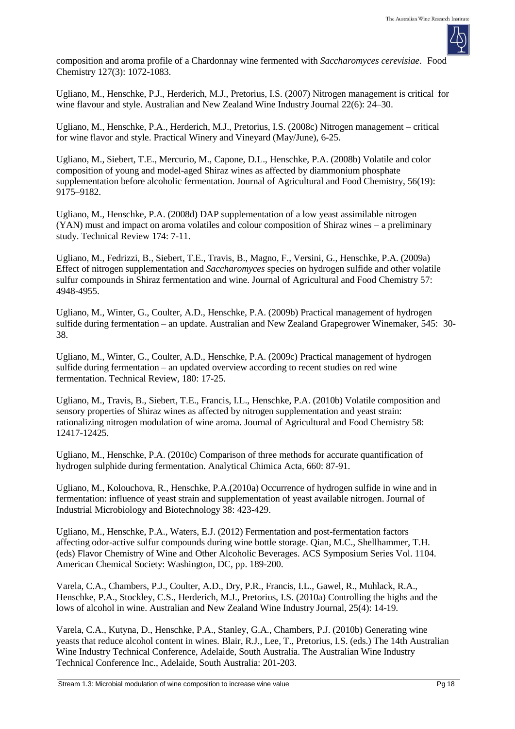composition and aroma profile of a Chardonnay wine fermented with *Saccharomyces cerevisiae*. Food Chemistry 127(3): 1072-1083.

Ugliano, M., Henschke, P.J., Herderich, M.J., Pretorius, I.S. (2007) Nitrogen management is critical for wine flavour and style. Australian and New Zealand Wine Industry Journal 22(6): 24–30.

Ugliano, M., Henschke, P.A., Herderich, M.J., Pretorius, I.S. (2008c) Nitrogen management – critical for wine flavor and style. Practical Winery and Vineyard (May/June), 6-25.

Ugliano, M., Siebert, T.E., Mercurio, M., Capone, D.L., Henschke, P.A. (2008b) Volatile and color composition of young and model-aged Shiraz wines as affected by diammonium phosphate supplementation before alcoholic fermentation. Journal of Agricultural and Food Chemistry, 56(19): 9175–9182.

Ugliano, M., Henschke, P.A. (2008d) DAP supplementation of a low yeast assimilable nitrogen (YAN) must and impact on aroma volatiles and colour composition of Shiraz wines – a preliminary study. Technical Review 174: 7-11.

Ugliano, M., Fedrizzi, B., Siebert, T.E., Travis, B., Magno, F., Versini, G., Henschke, P.A. (2009a) Effect of nitrogen supplementation and *Saccharomyces* species on hydrogen sulfide and other volatile sulfur compounds in Shiraz fermentation and wine. Journal of Agricultural and Food Chemistry 57: 4948-4955.

Ugliano, M., Winter, G., Coulter, A.D., Henschke, P.A. (2009b) Practical management of hydrogen sulfide during fermentation – an update. Australian and New Zealand Grapegrower Winemaker, 545: 30-38.

Ugliano, M., Winter, G., Coulter, A.D., Henschke, P.A. (2009c) Practical management of hydrogen sulfide during fermentation – an updated overview according to recent studies on red wine fermentation. Technical Review, 180: 17-25.

Ugliano, M., Travis, B., Siebert, T.E., Francis, I.L., Henschke, P.A. (2010b) Volatile composition and sensory properties of Shiraz wines as affected by nitrogen supplementation and yeast strain: rationalizing nitrogen modulation of wine aroma. Journal of Agricultural and Food Chemistry 58: 12417-12425.

Ugliano, M., Henschke, P.A. (2010c) Comparison of three methods for accurate quantification of hydrogen sulphide during fermentation. Analytical Chimica Acta, 660: 87-91.

Ugliano, M., Kolouchova, R., Henschke, P.A.(2010a) Occurrence of hydrogen sulfide in wine and in fermentation: influence of yeast strain and supplementation of yeast available nitrogen. Journal of Industrial Microbiology and Biotechnology 38: 423-429.

Ugliano, M., Henschke, P.A., Waters, E.J. (2012) Fermentation and post-fermentation factors affecting odor-active sulfur compounds during wine bottle storage. Qian, M.C., Shellhammer, T.H. (eds) Flavor Chemistry of Wine and Other Alcoholic Beverages. ACS Symposium Series Vol. 1104. American Chemical Society: Washington, DC, pp. 189-200.

Varela, C.A., Chambers, P.J., Coulter, A.D., Dry, P.R., Francis, I.L., Gawel, R., Muhlack, R.A., Henschke, P.A., Stockley, C.S., Herderich, M.J., Pretorius, I.S. (2010a) Controlling the highs and the lows of alcohol in wine. Australian and New Zealand Wine Industry Journal, 25(4): 14-19.

Varela, C.A., Kutyna, D., Henschke, P.A., Stanley, G.A., Chambers, P.J. (2010b) Generating wine yeasts that reduce alcohol content in wines. Blair, R.J., Lee, T., Pretorius, I.S. (eds.) The 14th Australian Wine Industry Technical Conference, Adelaide, South Australia. The Australian Wine Industry Technical Conference Inc., Adelaide, South Australia: 201-203.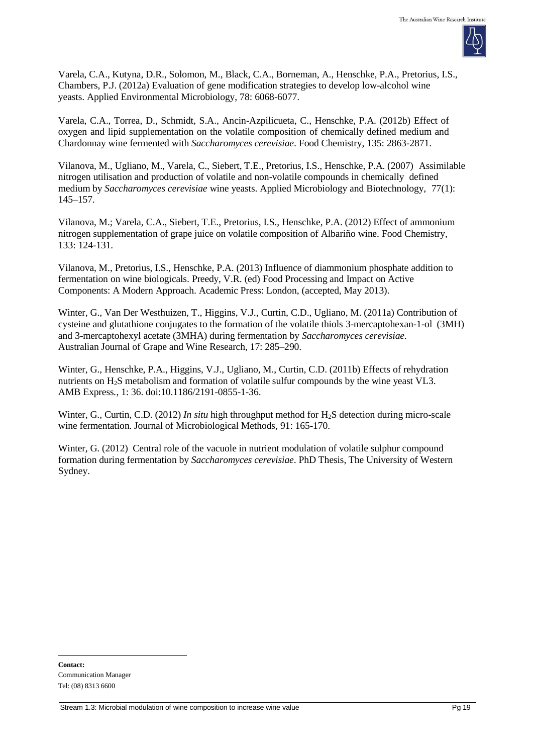Varela, C.A., Kutyna, D.R., Solomon, M., Black, C.A., Borneman, A., Henschke, P.A., Pretorius, I.S., Chambers, P.J. (2012a) Evaluation of gene modification strategies to develop low-alcohol wine yeasts. Applied Environmental Microbiology, 78: 6068-6077.

Varela, C.A., Torrea, D., Schmidt, S.A., Ancin-Azpilicueta, C., Henschke, P.A. (2012b) Effect of oxygen and lipid supplementation on the volatile composition of chemically defined medium and Chardonnay wine fermented with *Saccharomyces cerevisiae*. Food Chemistry, 135: 2863-2871.

Vilanova, M., Ugliano, M., Varela, C., Siebert, T.E., Pretorius, I.S., Henschke, P.A. (2007) Assimilable nitrogen utilisation and production of volatile and non-volatile compounds in chemically defined medium by *Saccharomyces cerevisiae* wine yeasts. Applied Microbiology and Biotechnology, 77(1): 145–157.

Vilanova, M.; Varela, C.A., Siebert, T.E., Pretorius, I.S., Henschke, P.A. (2012) Effect of ammonium nitrogen supplementation of grape juice on volatile composition of Albariño wine. Food Chemistry, 133: 124-131.

Vilanova, M., Pretorius, I.S., Henschke, P.A. (2013) Influence of diammonium phosphate addition to fermentation on wine biologicals. Preedy, V.R. (ed) Food Processing and Impact on Active Components: A Modern Approach. Academic Press: London, (accepted, May 2013).

Winter, G., Van Der Westhuizen, T., Higgins, V.J., Curtin, C.D., Ugliano, M. (2011a) Contribution of cysteine and glutathione conjugates to the formation of the volatile thiols 3-mercaptohexan-1-ol (3MH) and 3-mercaptohexyl acetate (3MHA) during fermentation by *Saccharomyces cerevisiae.* Australian Journal of Grape and Wine Research, 17: 285–290.

Winter, G., Henschke, P.A., Higgins, V.J., Ugliano, M., Curtin, C.D. (2011b) Effects of rehydration nutrients on $H_2S$ metabolism and formation of volatile sulfur compounds by the wine yeast VL3. AMB Express., 1: 36. doi:10.1186/2191-0855-1-36.

Winter, G., Curtin, C.D. (2012) *In situ* high throughput method for $H_2S$ detection during micro-scale wine fermentation. Journal of Microbiological Methods, 91: 165-170.

Winter, G. (2012) Central role of the vacuole in nutrient modulation of volatile sulphur compound formation during fermentation by *Saccharomyces cerevisiae*. PhD Thesis, The University of Western Sydney.

**Contact:**
Communication Manager
Tel: (08) 8313 6600